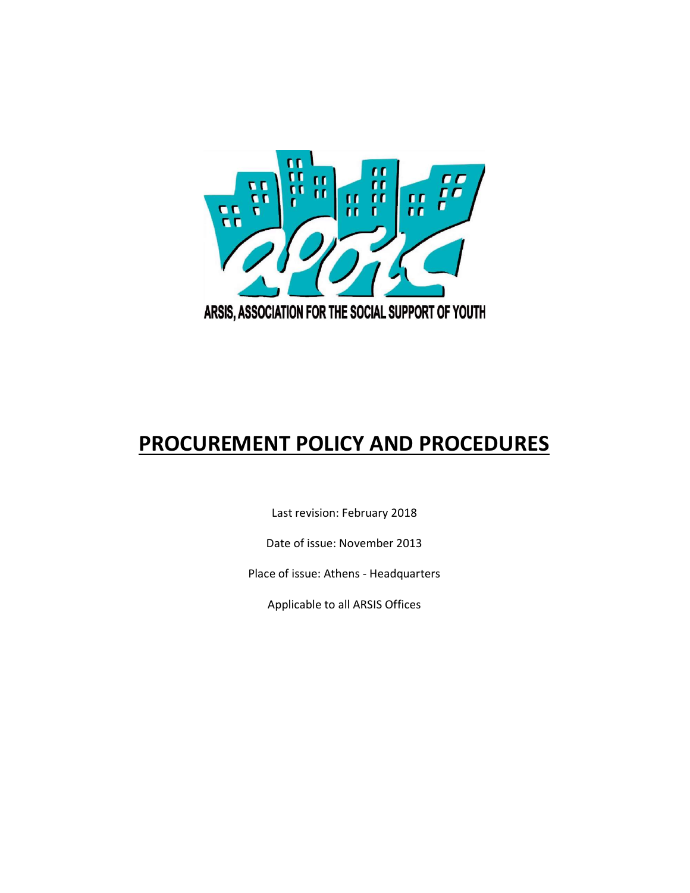ARSIS, ASSOCIATION FOR THE SOCIAL SUPPORT OF YOUTH

# PROCUREMENT POLICY AND PROCEDURES

Last revision: February 2018

Date of issue: November 2013

Place of issue: Athens - Headquarters

Applicable to all ARSIS Offices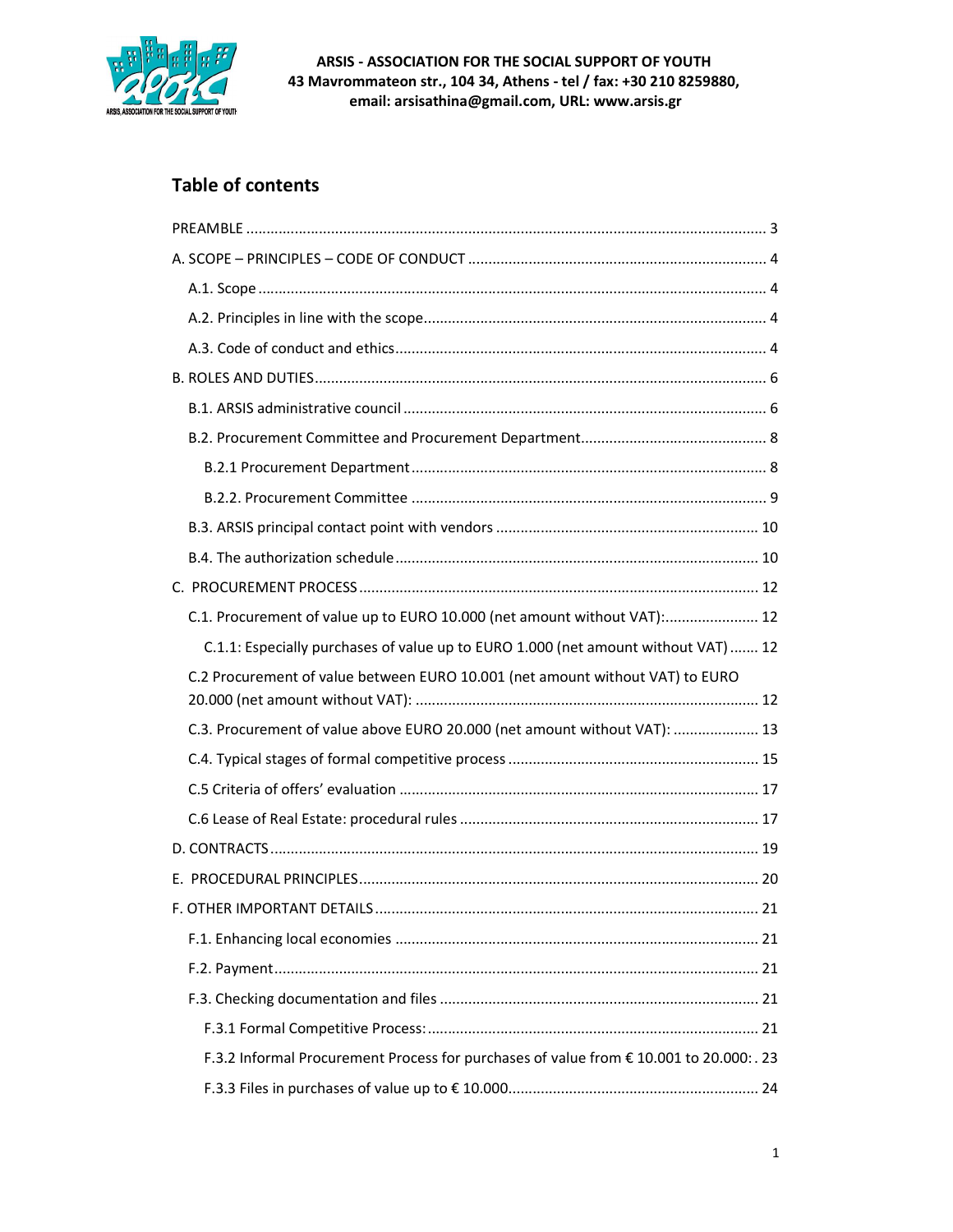## Table of contents

PREAMBLE ........................................................................................................................ 3

A. SCOPE – PRINCIPLES – CODE OF CONDUCT ........................................................................ 4

- A.1. Scope ........................................................................................................................ 4
- A.2. Principles in line with the scope.................................................................................... 4
- A.3. Code of conduct and ethics........................................................................................... 4

B. ROLES AND DUTIES.............................................................................................................. 6

- B.1. ARSIS administrative council ........................................................................................ 6
- B.2. Procurement Committee and Procurement Department............................................. 8
  - B.2.1 Procurement Department....................................................................................... 8
  - B.2.2. Procurement Committee ....................................................................................... 9
- B.3. ARSIS principal contact point with vendors ................................................................ 10
- B.4. The authorization schedule......................................................................................... 10

C. PROCUREMENT PROCESS .................................................................................................. 12

- C.1. Procurement of value up to EURO 10.000 (net amount without VAT):....................... 12
  - C.1.1: Especially purchases of value up to EURO 1.000 (net amount without VAT) ....... 12
- C.2 Procurement of value between EURO 10.001 (net amount without VAT) to EURO 20.000 (net amount without VAT): .................................................................................... 12
- C.3. Procurement of value above EURO 20.000 (net amount without VAT): ..................... 13
- C.4. Typical stages of formal competitive process ............................................................. 15
- C.5 Criteria of offers' evaluation ........................................................................................ 17
- C.6 Lease of Real Estate: procedural rules ......................................................................... 17

D. CONTRACTS........................................................................................................................ 19

E. PROCEDURAL PRINCIPLES.................................................................................................. 20

F. OTHER IMPORTANT DETAILS.............................................................................................. 21

- F.1. Enhancing local economies ......................................................................................... 21
- F.2. Payment....................................................................................................................... 21
- F.3. Checking documentation and files .............................................................................. 21
  - F.3.1 Formal Competitive Process:.................................................................................. 21
  - F.3.2 Informal Procurement Process for purchases of value from € 10.001 to 20.000: . 23
  - F.3.3 Files in purchases of value up to € 10.000............................................................. 24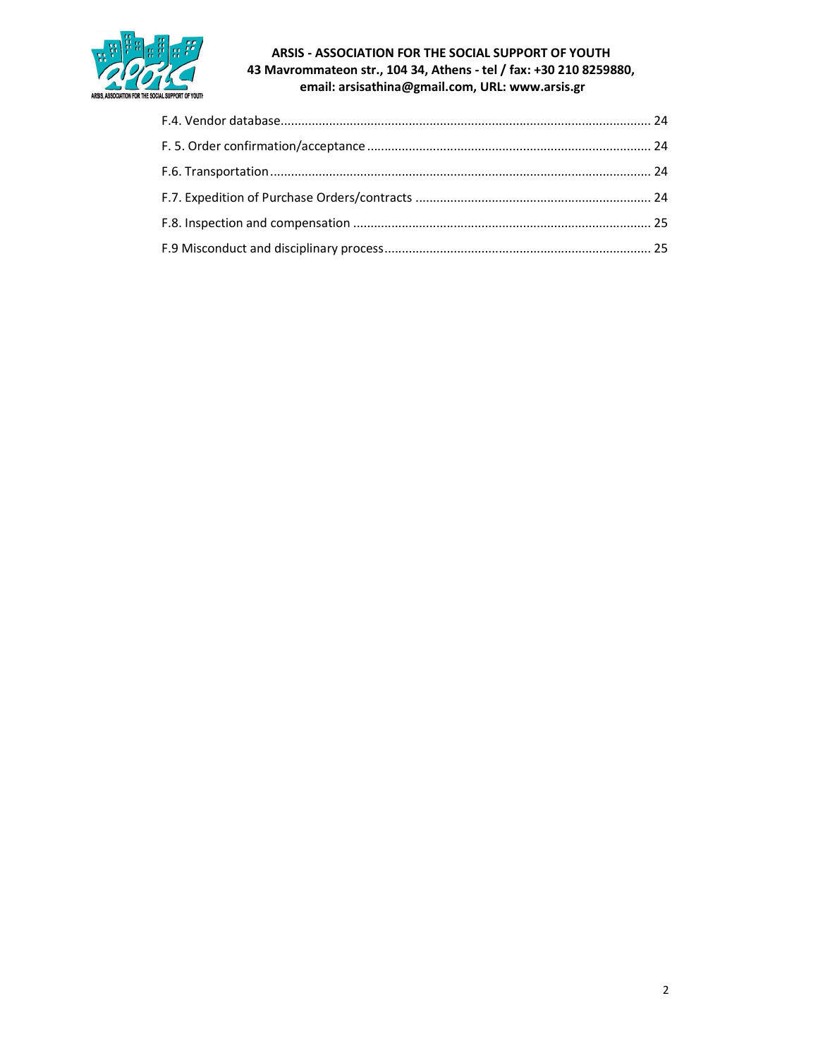F.4. Vendor database ........................................................................................................ 24

F. 5. Order confirmation/acceptance ................................................................................. 24

F.6. Transportation ............................................................................................................ 24

F.7. Expedition of Purchase Orders/contracts ................................................................... 24

F.8. Inspection and compensation ..................................................................................... 25

F.9 Misconduct and disciplinary process ............................................................................ 25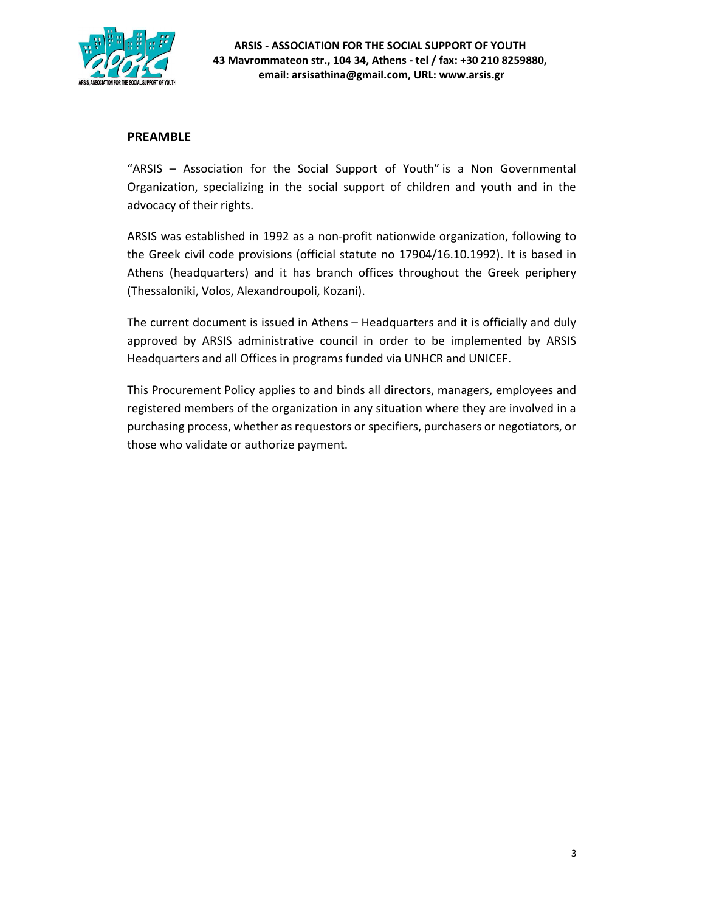## PREAMBLE

"ARSIS – Association for the Social Support of Youth" is a Non Governmental Organization, specializing in the social support of children and youth and in the advocacy of their rights.

ARSIS was established in 1992 as a non-profit nationwide organization, following to the Greek civil code provisions (official statute no 17904/16.10.1992). It is based in Athens (headquarters) and it has branch offices throughout the Greek periphery (Thessaloniki, Volos, Alexandroupoli, Kozani).

The current document is issued in Athens – Headquarters and it is officially and duly approved by ARSIS administrative council in order to be implemented by ARSIS Headquarters and all Offices in programs funded via UNHCR and UNICEF.

This Procurement Policy applies to and binds all directors, managers, employees and registered members of the organization in any situation where they are involved in a purchasing process, whether as requestors or specifiers, purchasers or negotiators, or those who validate or authorize payment.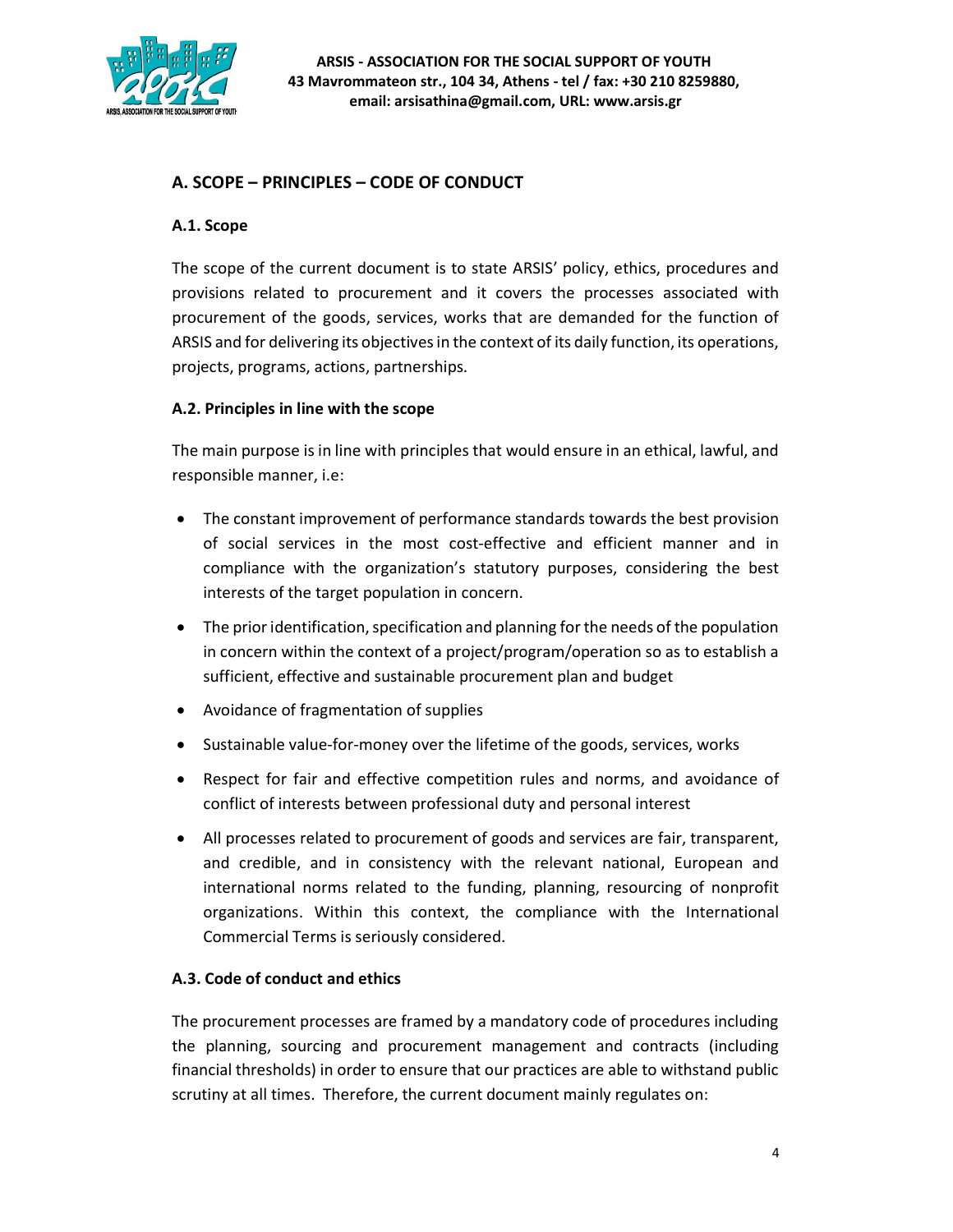## A. SCOPE – PRINCIPLES – CODE OF CONDUCT

### A.1. Scope

The scope of the current document is to state ARSIS' policy, ethics, procedures and provisions related to procurement and it covers the processes associated with procurement of the goods, services, works that are demanded for the function of ARSIS and for delivering its objectives in the context of its daily function, its operations, projects, programs, actions, partnerships.

### A.2. Principles in line with the scope

The main purpose is in line with principles that would ensure in an ethical, lawful, and responsible manner, i.e:

- The constant improvement of performance standards towards the best provision of social services in the most cost-effective and efficient manner and in compliance with the organization's statutory purposes, considering the best interests of the target population in concern.
- The prior identification, specification and planning for the needs of the population in concern within the context of a project/program/operation so as to establish a sufficient, effective and sustainable procurement plan and budget
- Avoidance of fragmentation of supplies
- Sustainable value-for-money over the lifetime of the goods, services, works
- Respect for fair and effective competition rules and norms, and avoidance of conflict of interests between professional duty and personal interest
- All processes related to procurement of goods and services are fair, transparent, and credible, and in consistency with the relevant national, European and international norms related to the funding, planning, resourcing of nonprofit organizations. Within this context, the compliance with the International Commercial Terms is seriously considered.

### A.3. Code of conduct and ethics

The procurement processes are framed by a mandatory code of procedures including the planning, sourcing and procurement management and contracts (including financial thresholds) in order to ensure that our practices are able to withstand public scrutiny at all times. Therefore, the current document mainly regulates on: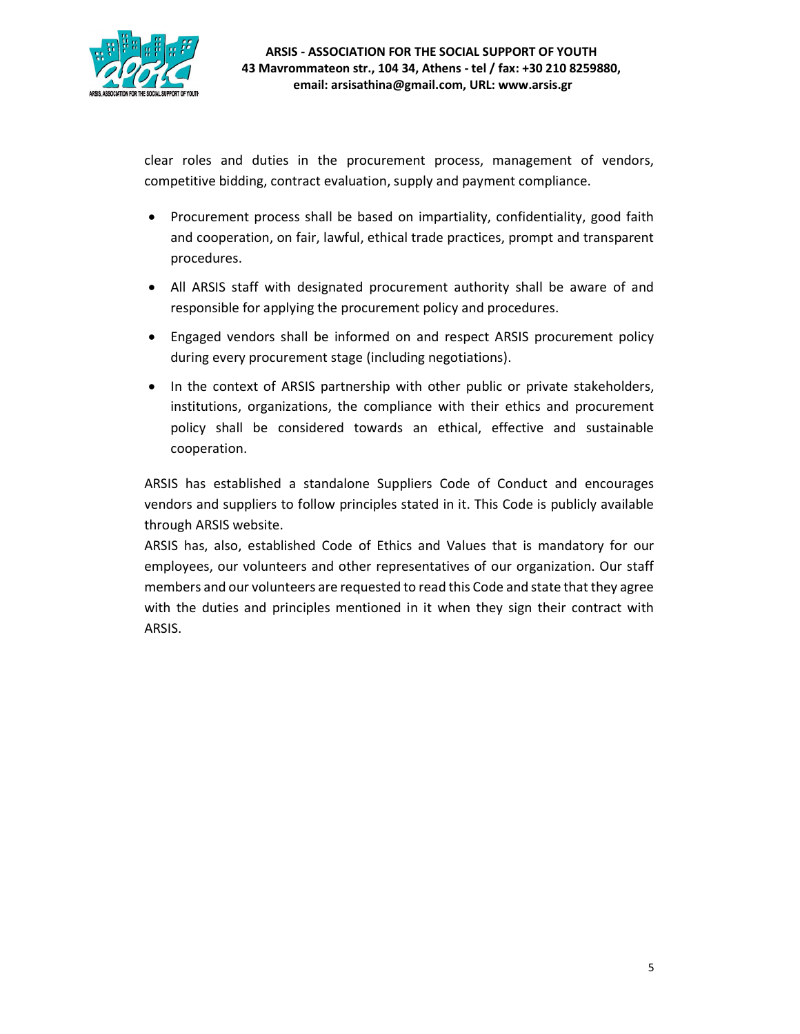clear roles and duties in the procurement process, management of vendors, competitive bidding, contract evaluation, supply and payment compliance.

- Procurement process shall be based on impartiality, confidentiality, good faith and cooperation, on fair, lawful, ethical trade practices, prompt and transparent procedures.
- All ARSIS staff with designated procurement authority shall be aware of and responsible for applying the procurement policy and procedures.
- Engaged vendors shall be informed on and respect ARSIS procurement policy during every procurement stage (including negotiations).
- In the context of ARSIS partnership with other public or private stakeholders, institutions, organizations, the compliance with their ethics and procurement policy shall be considered towards an ethical, effective and sustainable cooperation.

ARSIS has established a standalone Suppliers Code of Conduct and encourages vendors and suppliers to follow principles stated in it. This Code is publicly available through ARSIS website.

ARSIS has, also, established Code of Ethics and Values that is mandatory for our employees, our volunteers and other representatives of our organization. Our staff members and our volunteers are requested to read this Code and state that they agree with the duties and principles mentioned in it when they sign their contract with ARSIS.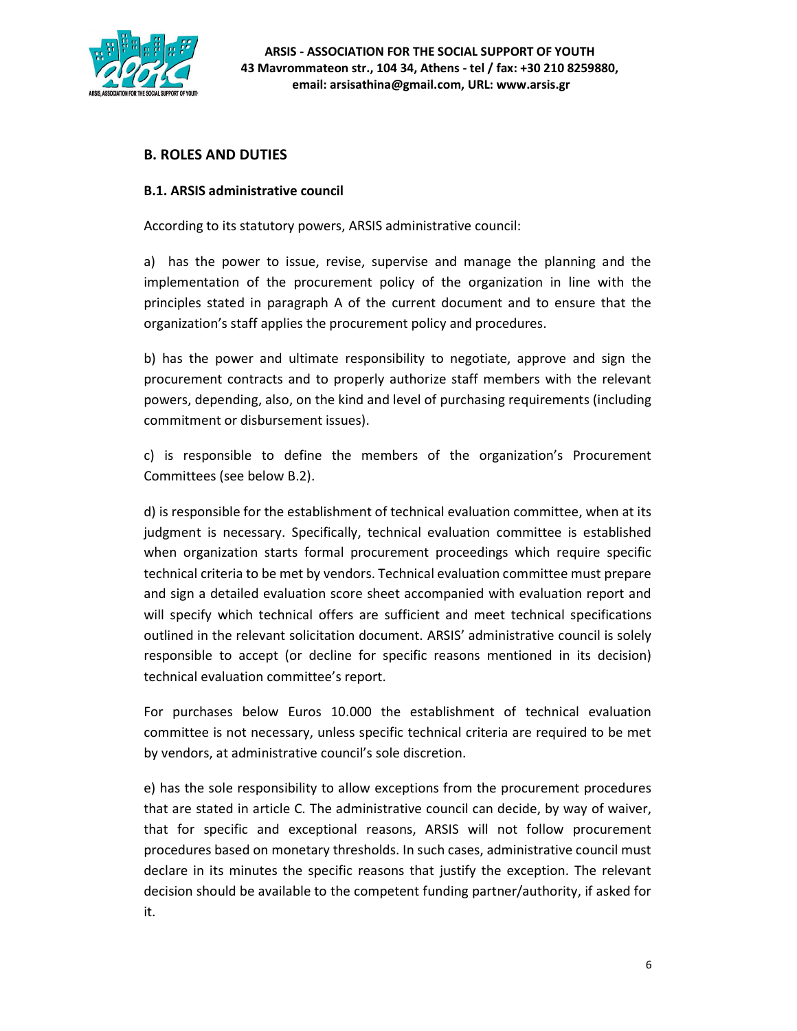## B. ROLES AND DUTIES

### B.1. ARSIS administrative council

According to its statutory powers, ARSIS administrative council:

a) has the power to issue, revise, supervise and manage the planning and the implementation of the procurement policy of the organization in line with the principles stated in paragraph A of the current document and to ensure that the organization's staff applies the procurement policy and procedures.

b) has the power and ultimate responsibility to negotiate, approve and sign the procurement contracts and to properly authorize staff members with the relevant powers, depending, also, on the kind and level of purchasing requirements (including commitment or disbursement issues).

c) is responsible to define the members of the organization's Procurement Committees (see below B.2).

d) is responsible for the establishment of technical evaluation committee, when at its judgment is necessary. Specifically, technical evaluation committee is established when organization starts formal procurement proceedings which require specific technical criteria to be met by vendors. Technical evaluation committee must prepare and sign a detailed evaluation score sheet accompanied with evaluation report and will specify which technical offers are sufficient and meet technical specifications outlined in the relevant solicitation document. ARSIS' administrative council is solely responsible to accept (or decline for specific reasons mentioned in its decision) technical evaluation committee's report.

For purchases below Euros 10.000 the establishment of technical evaluation committee is not necessary, unless specific technical criteria are required to be met by vendors, at administrative council's sole discretion.

e) has the sole responsibility to allow exceptions from the procurement procedures that are stated in article C. The administrative council can decide, by way of waiver, that for specific and exceptional reasons, ARSIS will not follow procurement procedures based on monetary thresholds. In such cases, administrative council must declare in its minutes the specific reasons that justify the exception. The relevant decision should be available to the competent funding partner/authority, if asked for it.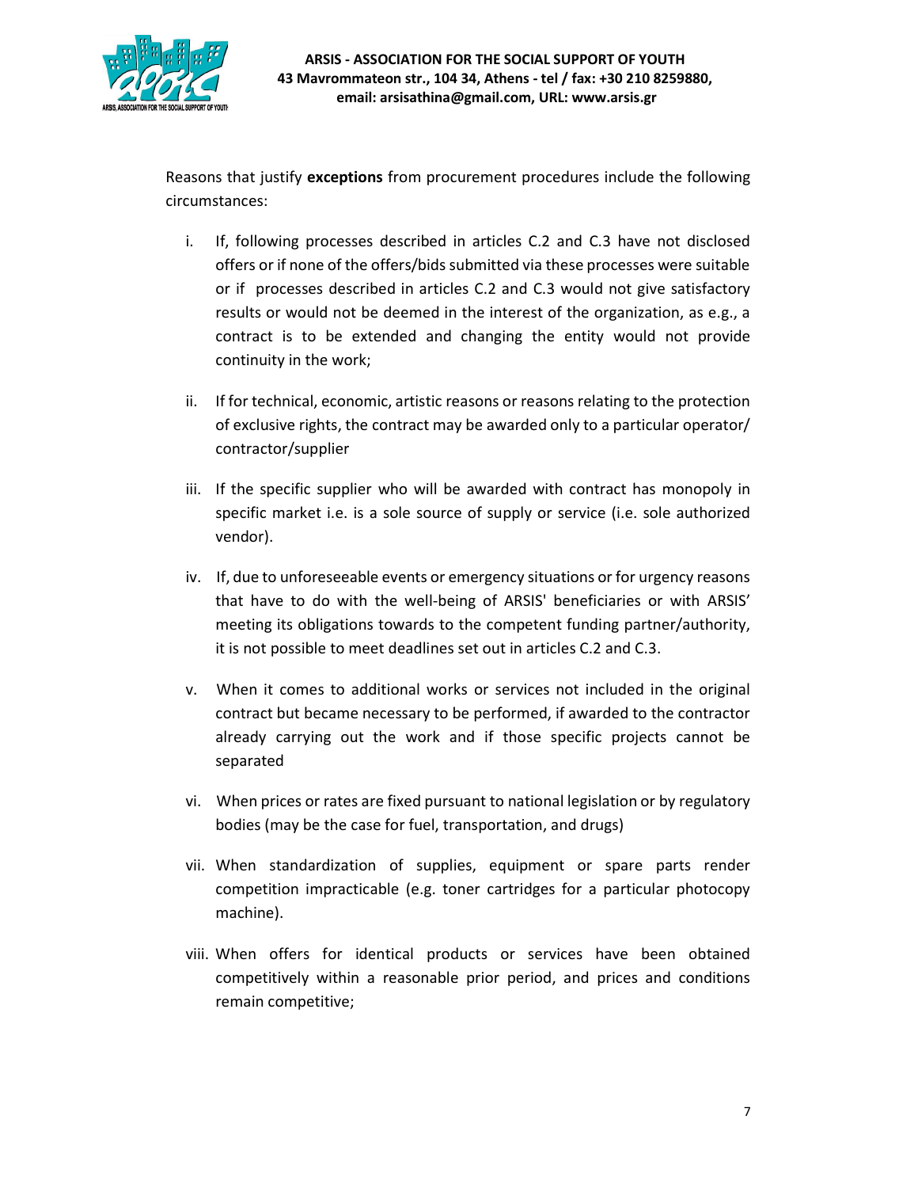Reasons that justify **exceptions** from procurement procedures include the following circumstances:

i. If, following processes described in articles C.2 and C.3 have not disclosed offers or if none of the offers/bids submitted via these processes were suitable or if processes described in articles C.2 and C.3 would not give satisfactory results or would not be deemed in the interest of the organization, as e.g., a contract is to be extended and changing the entity would not provide continuity in the work;

ii. If for technical, economic, artistic reasons or reasons relating to the protection of exclusive rights, the contract may be awarded only to a particular operator/ contractor/supplier

iii. If the specific supplier who will be awarded with contract has monopoly in specific market i.e. is a sole source of supply or service (i.e. sole authorized vendor).

iv. If, due to unforeseeable events or emergency situations or for urgency reasons that have to do with the well-being of ARSIS' beneficiaries or with ARSIS' meeting its obligations towards to the competent funding partner/authority, it is not possible to meet deadlines set out in articles C.2 and C.3.

v. When it comes to additional works or services not included in the original contract but became necessary to be performed, if awarded to the contractor already carrying out the work and if those specific projects cannot be separated

vi. When prices or rates are fixed pursuant to national legislation or by regulatory bodies (may be the case for fuel, transportation, and drugs)

vii. When standardization of supplies, equipment or spare parts render competition impracticable (e.g. toner cartridges for a particular photocopy machine).

viii. When offers for identical products or services have been obtained competitively within a reasonable prior period, and prices and conditions remain competitive;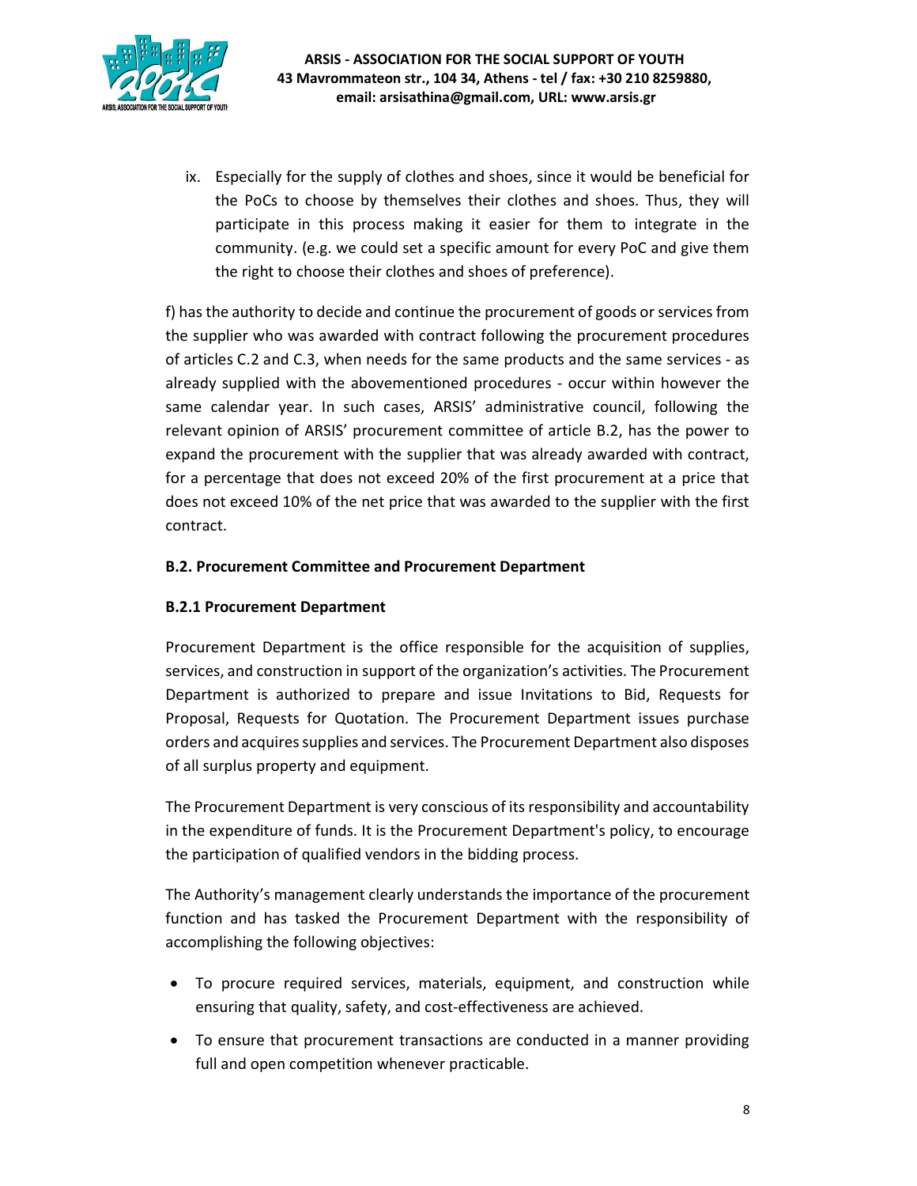ix. Especially for the supply of clothes and shoes, since it would be beneficial for the PoCs to choose by themselves their clothes and shoes. Thus, they will participate in this process making it easier for them to integrate in the community. (e.g. we could set a specific amount for every PoC and give them the right to choose their clothes and shoes of preference).

f) has the authority to decide and continue the procurement of goods or services from the supplier who was awarded with contract following the procurement procedures of articles C.2 and C.3, when needs for the same products and the same services - as already supplied with the abovementioned procedures - occur within however the same calendar year. In such cases, ARSIS' administrative council, following the relevant opinion of ARSIS' procurement committee of article B.2, has the power to expand the procurement with the supplier that was already awarded with contract, for a percentage that does not exceed 20% of the first procurement at a price that does not exceed 10% of the net price that was awarded to the supplier with the first contract.

### B.2. Procurement Committee and Procurement Department

#### B.2.1 Procurement Department

Procurement Department is the office responsible for the acquisition of supplies, services, and construction in support of the organization's activities. The Procurement Department is authorized to prepare and issue Invitations to Bid, Requests for Proposal, Requests for Quotation. The Procurement Department issues purchase orders and acquires supplies and services. The Procurement Department also disposes of all surplus property and equipment.

The Procurement Department is very conscious of its responsibility and accountability in the expenditure of funds. It is the Procurement Department's policy, to encourage the participation of qualified vendors in the bidding process.

The Authority's management clearly understands the importance of the procurement function and has tasked the Procurement Department with the responsibility of accomplishing the following objectives:

- To procure required services, materials, equipment, and construction while ensuring that quality, safety, and cost-effectiveness are achieved.
- To ensure that procurement transactions are conducted in a manner providing full and open competition whenever practicable.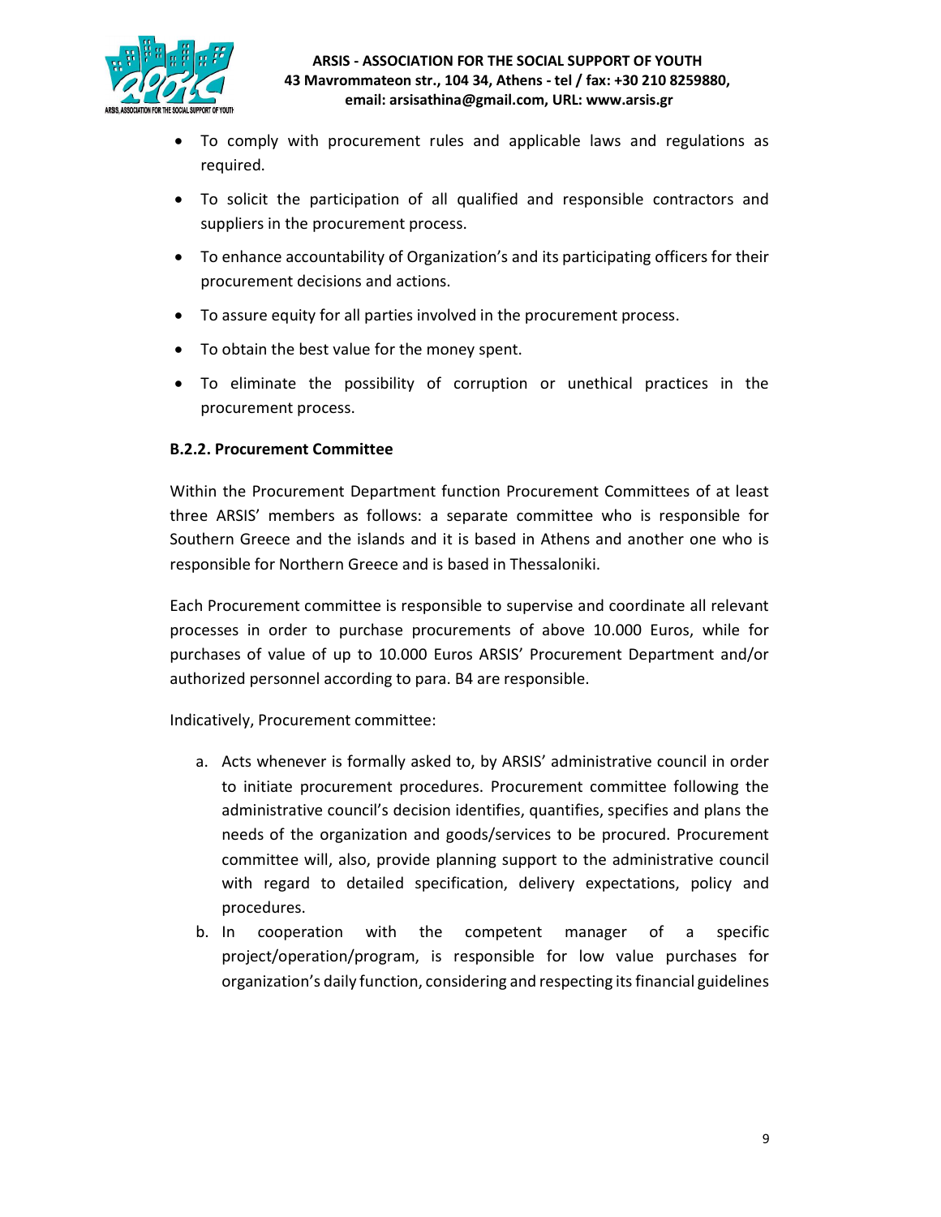- To comply with procurement rules and applicable laws and regulations as required.
- To solicit the participation of all qualified and responsible contractors and suppliers in the procurement process.
- To enhance accountability of Organization's and its participating officers for their procurement decisions and actions.
- To assure equity for all parties involved in the procurement process.
- To obtain the best value for the money spent.
- To eliminate the possibility of corruption or unethical practices in the procurement process.

### B.2.2. Procurement Committee

Within the Procurement Department function Procurement Committees of at least three ARSIS' members as follows: a separate committee who is responsible for Southern Greece and the islands and it is based in Athens and another one who is responsible for Northern Greece and is based in Thessaloniki.

Each Procurement committee is responsible to supervise and coordinate all relevant processes in order to purchase procurements of above 10.000 Euros, while for purchases of value of up to 10.000 Euros ARSIS' Procurement Department and/or authorized personnel according to para. B4 are responsible.

Indicatively, Procurement committee:

a. Acts whenever is formally asked to, by ARSIS' administrative council in order to initiate procurement procedures. Procurement committee following the administrative council's decision identifies, quantifies, specifies and plans the needs of the organization and goods/services to be procured. Procurement committee will, also, provide planning support to the administrative council with regard to detailed specification, delivery expectations, policy and procedures.
b. In cooperation with the competent manager of a specific project/operation/program, is responsible for low value purchases for organization's daily function, considering and respecting its financial guidelines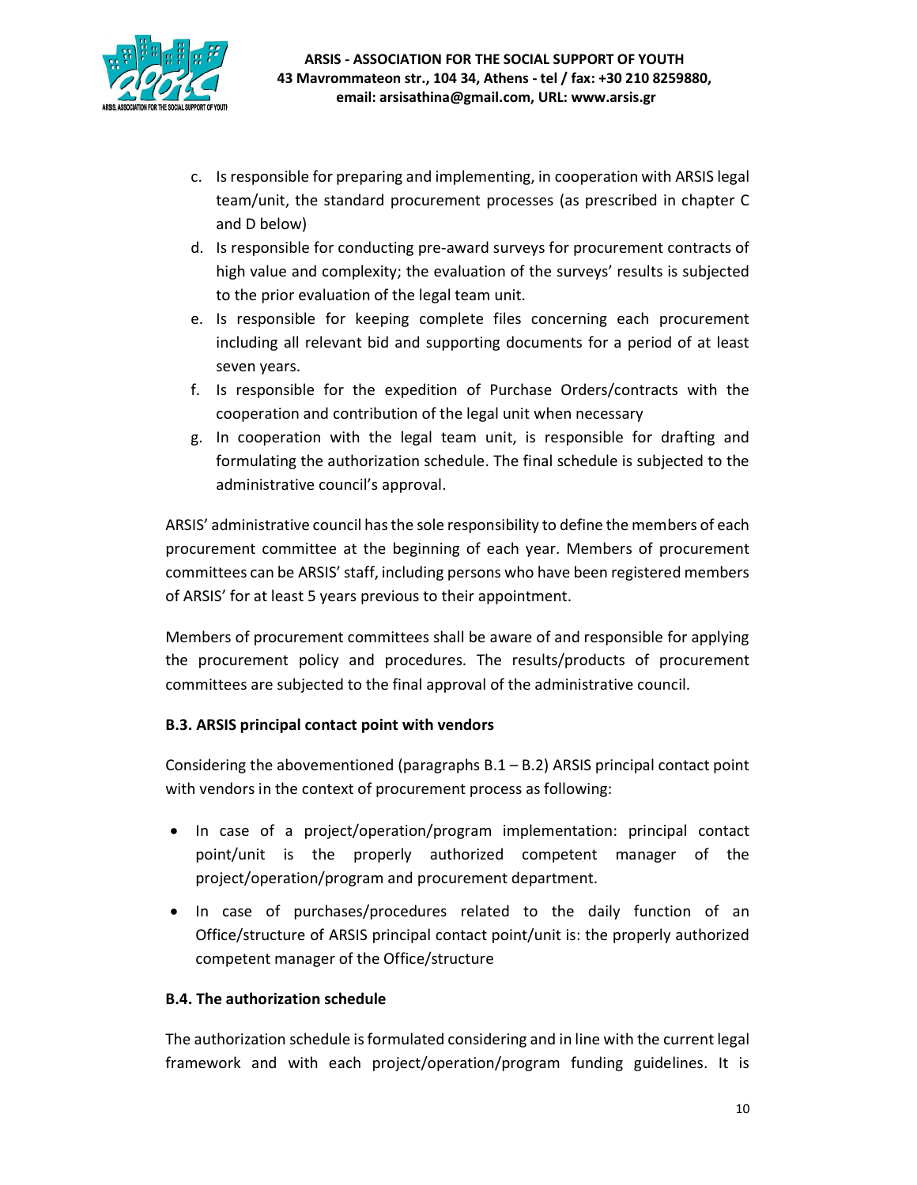c. Is responsible for preparing and implementing, in cooperation with ARSIS legal team/unit, the standard procurement processes (as prescribed in chapter C and D below)
d. Is responsible for conducting pre-award surveys for procurement contracts of high value and complexity; the evaluation of the surveys' results is subjected to the prior evaluation of the legal team unit.
e. Is responsible for keeping complete files concerning each procurement including all relevant bid and supporting documents for a period of at least seven years.
f. Is responsible for the expedition of Purchase Orders/contracts with the cooperation and contribution of the legal unit when necessary
g. In cooperation with the legal team unit, is responsible for drafting and formulating the authorization schedule. The final schedule is subjected to the administrative council's approval.

ARSIS' administrative council has the sole responsibility to define the members of each procurement committee at the beginning of each year. Members of procurement committees can be ARSIS' staff, including persons who have been registered members of ARSIS' for at least 5 years previous to their appointment.

Members of procurement committees shall be aware of and responsible for applying the procurement policy and procedures. The results/products of procurement committees are subjected to the final approval of the administrative council.

**B.3. ARSIS principal contact point with vendors**

Considering the abovementioned (paragraphs B.1 – B.2) ARSIS principal contact point with vendors in the context of procurement process as following:

- In case of a project/operation/program implementation: principal contact point/unit is the properly authorized competent manager of the project/operation/program and procurement department.
- In case of purchases/procedures related to the daily function of an Office/structure of ARSIS principal contact point/unit is: the properly authorized competent manager of the Office/structure

**B.4. The authorization schedule**

The authorization schedule is formulated considering and in line with the current legal framework and with each project/operation/program funding guidelines. It is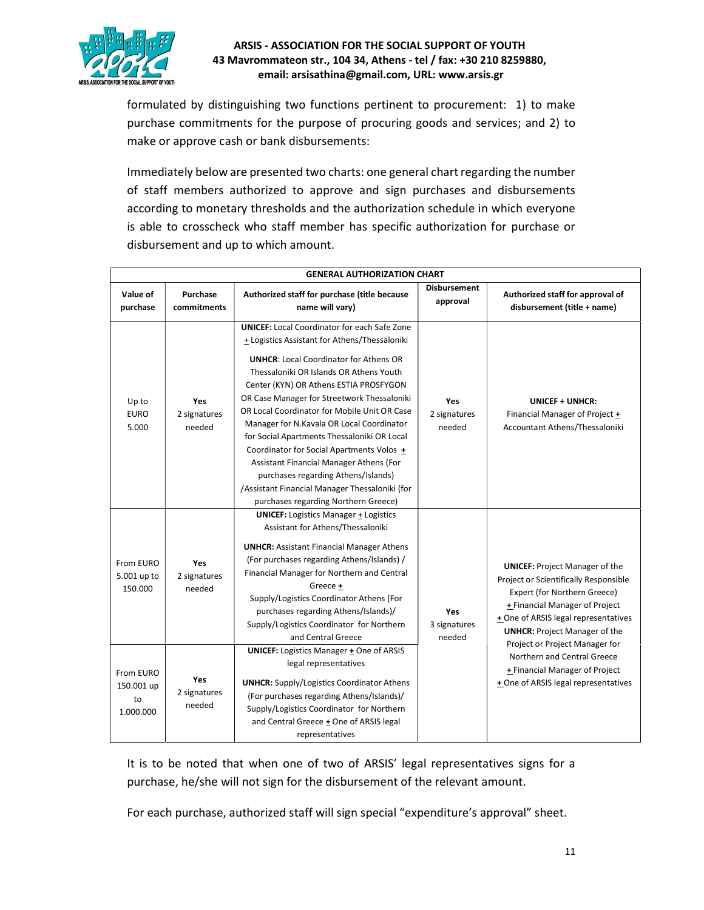formulated by distinguishing two functions pertinent to procurement: 1) to make purchase commitments for the purpose of procuring goods and services; and 2) to make or approve cash or bank disbursements:

Immediately below are presented two charts: one general chart regarding the number of staff members authorized to approve and sign purchases and disbursements according to monetary thresholds and the authorization schedule in which everyone is able to crosscheck who staff member has specific authorization for purchase or disbursement and up to which amount.

| GENERAL AUTHORIZATION CHART | | | | |
|---|---|---|---|---|
| **Value of purchase** | **Purchase commitments** | **Authorized staff for purchase (title because name will vary)** | **Disbursement approval** | **Authorized staff for approval of disbursement (title + name)** |
| Up to EURO 5.000 | **Yes** 2 signatures needed | **UNICEF:** Local Coordinator for each Safe Zone + Logistics Assistant for Athens/Thessaloniki<br><br>**UNHCR**: Local Coordinator for Athens OR Thessaloniki OR Islands OR Athens Youth Center (KYN) OR Athens ESTIA PROSFYGON OR Case Manager for Streetwork Thessaloniki OR Local Coordinator for Mobile Unit OR Case Manager for N.Kavala OR Local Coordinator for Social Apartments Thessaloniki OR Local Coordinator for Social Apartments Volos + Assistant Financial Manager Athens (For purchases regarding Athens/Islands) /Assistant Financial Manager Thessaloniki (for purchases regarding Northern Greece) | **Yes** 2 signatures needed | **UNICEF + UNHCR:** Financial Manager of Project + Accountant Athens/Thessaloniki |
| From EURO 5.001 up to 150.000 | **Yes** 2 signatures needed | **UNICEF:** Logistics Manager + Logistics Assistant for Athens/Thessaloniki<br><br>**UNHCR:** Assistant Financial Manager Athens (For purchases regarding Athens/Islands) / Financial Manager for Northern and Central Greece +<br>Supply/Logistics Coordinator Athens (For purchases regarding Athens/Islands)/ Supply/Logistics Coordinator for Northern and Central Greece | **Yes** 3 signatures needed | **UNICEF:** Project Manager of the Project or Scientifically Responsible Expert (for Northern Greece) + Financial Manager of Project + One of ARSIS legal representatives<br>**UNHCR:** Project Manager of the Project or Project Manager for Northern and Central Greece + Financial Manager of Project + One of ARSIS legal representatives |
| From EURO 150.001 up to 1.000.000 | **Yes** 2 signatures needed | **UNICEF:** Logistics Manager + One of ARSIS legal representatives<br><br>**UNHCR:** Supply/Logistics Coordinator Athens (For purchases regarding Athens/Islands)/ Supply/Logistics Coordinator for Northern and Central Greece + One of ARSIS legal representatives | | |

It is to be noted that when one of two of ARSIS' legal representatives signs for a purchase, he/she will not sign for the disbursement of the relevant amount.

For each purchase, authorized staff will sign special "expenditure's approval" sheet.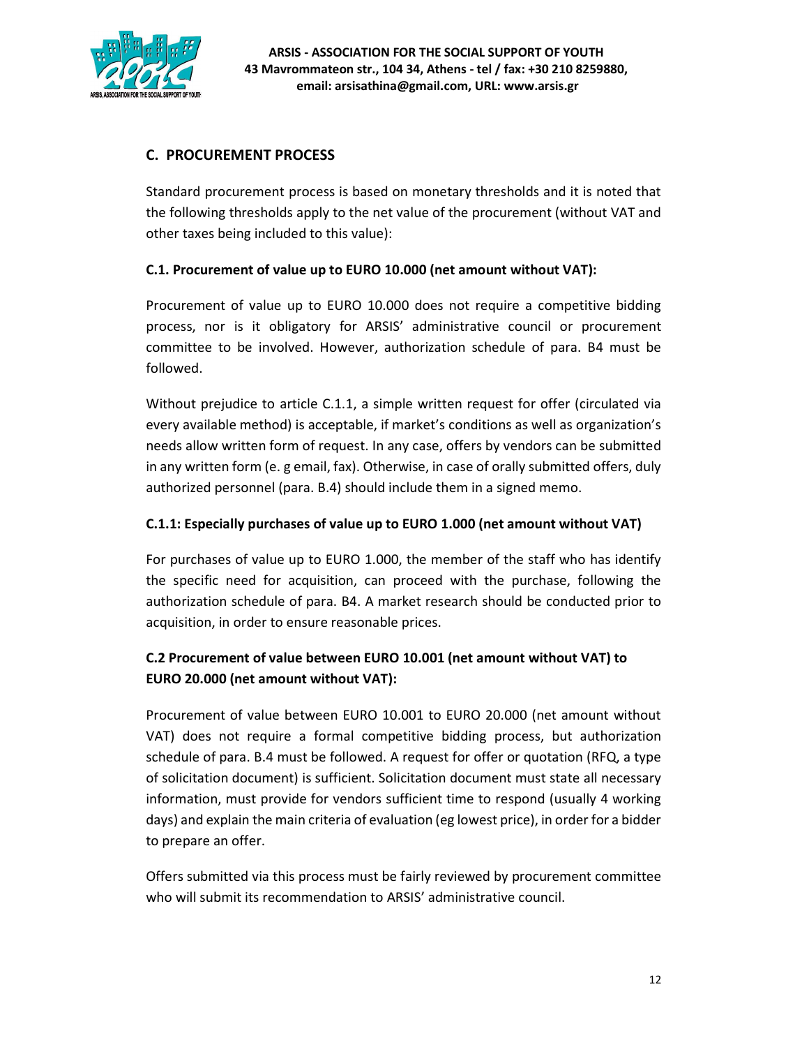## C. PROCUREMENT PROCESS

Standard procurement process is based on monetary thresholds and it is noted that the following thresholds apply to the net value of the procurement (without VAT and other taxes being included to this value):

### C.1. Procurement of value up to EURO 10.000 (net amount without VAT):

Procurement of value up to EURO 10.000 does not require a competitive bidding process, nor is it obligatory for ARSIS' administrative council or procurement committee to be involved. However, authorization schedule of para. B4 must be followed.

Without prejudice to article C.1.1, a simple written request for offer (circulated via every available method) is acceptable, if market's conditions as well as organization's needs allow written form of request. In any case, offers by vendors can be submitted in any written form (e. g email, fax). Otherwise, in case of orally submitted offers, duly authorized personnel (para. B.4) should include them in a signed memo.

### C.1.1: Especially purchases of value up to EURO 1.000 (net amount without VAT)

For purchases of value up to EURO 1.000, the member of the staff who has identify the specific need for acquisition, can proceed with the purchase, following the authorization schedule of para. B4. A market research should be conducted prior to acquisition, in order to ensure reasonable prices.

### C.2 Procurement of value between EURO 10.001 (net amount without VAT) to EURO 20.000 (net amount without VAT):

Procurement of value between EURO 10.001 to EURO 20.000 (net amount without VAT) does not require a formal competitive bidding process, but authorization schedule of para. B.4 must be followed. A request for offer or quotation (RFQ, a type of solicitation document) is sufficient. Solicitation document must state all necessary information, must provide for vendors sufficient time to respond (usually 4 working days) and explain the main criteria of evaluation (eg lowest price), in order for a bidder to prepare an offer.

Offers submitted via this process must be fairly reviewed by procurement committee who will submit its recommendation to ARSIS' administrative council.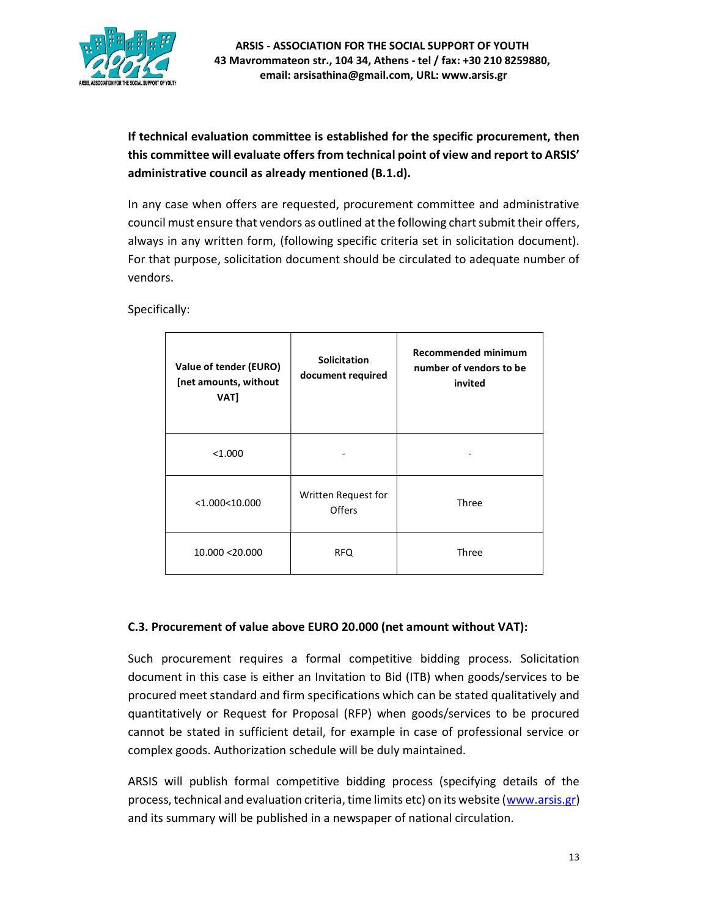**If technical evaluation committee is established for the specific procurement, then this committee will evaluate offers from technical point of view and report to ARSIS' administrative council as already mentioned (B.1.d).**

In any case when offers are requested, procurement committee and administrative council must ensure that vendors as outlined at the following chart submit their offers, always in any written form, (following specific criteria set in solicitation document). For that purpose, solicitation document should be circulated to adequate number of vendors.

Specifically:

| Value of tender (EURO) [net amounts, without VAT] | Solicitation document required | Recommended minimum number of vendors to be invited |
|---|---|---|
| <1.000 | - | - |
| <1.000<10.000 | Written Request for Offers | Three |
| 10.000 <20.000 | RFQ | Three |

#### C.3. Procurement of value above EURO 20.000 (net amount without VAT):

Such procurement requires a formal competitive bidding process. Solicitation document in this case is either an Invitation to Bid (ITB) when goods/services to be procured meet standard and firm specifications which can be stated qualitatively and quantitatively or Request for Proposal (RFP) when goods/services to be procured cannot be stated in sufficient detail, for example in case of professional service or complex goods. Authorization schedule will be duly maintained.

ARSIS will publish formal competitive bidding process (specifying details of the process, technical and evaluation criteria, time limits etc) on its website (www.arsis.gr) and its summary will be published in a newspaper of national circulation.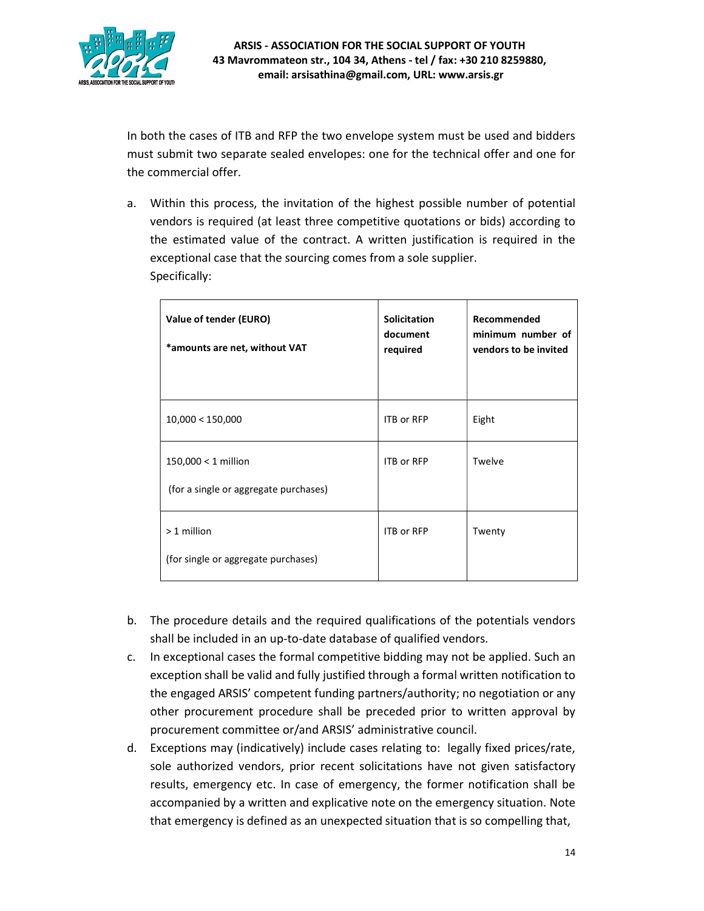In both the cases of ITB and RFP the two envelope system must be used and bidders must submit two separate sealed envelopes: one for the technical offer and one for the commercial offer.

a. Within this process, the invitation of the highest possible number of potential vendors is required (at least three competitive quotations or bids) according to the estimated value of the contract. A written justification is required in the exceptional case that the sourcing comes from a sole supplier.
   Specifically:

| **Value of tender (EURO)** <br> ***amounts are net, without VAT** | **Solicitation document required** | **Recommended minimum number of vendors to be invited** |
|---|---|---|
| 10,000 < 150,000 | ITB or RFP | Eight |
| 150,000 < 1 million <br> (for a single or aggregate purchases) | ITB or RFP | Twelve |
| > 1 million <br> (for single or aggregate purchases) | ITB or RFP | Twenty |

b. The procedure details and the required qualifications of the potentials vendors shall be included in an up-to-date database of qualified vendors.
c. In exceptional cases the formal competitive bidding may not be applied. Such an exception shall be valid and fully justified through a formal written notification to the engaged ARSIS' competent funding partners/authority; no negotiation or any other procurement procedure shall be preceded prior to written approval by procurement committee or/and ARSIS' administrative council.
d. Exceptions may (indicatively) include cases relating to: legally fixed prices/rate, sole authorized vendors, prior recent solicitations have not given satisfactory results, emergency etc. In case of emergency, the former notification shall be accompanied by a written and explicative note on the emergency situation. Note that emergency is defined as an unexpected situation that is so compelling that,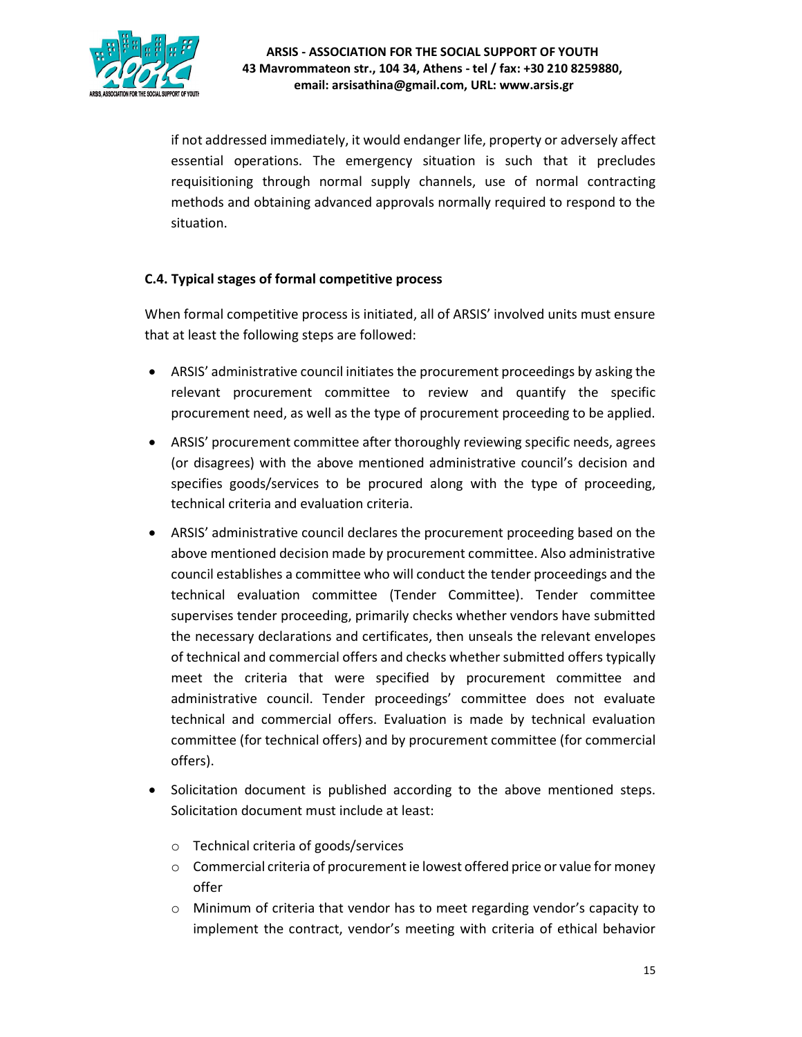if not addressed immediately, it would endanger life, property or adversely affect essential operations. The emergency situation is such that it precludes requisitioning through normal supply channels, use of normal contracting methods and obtaining advanced approvals normally required to respond to the situation.

### C.4. Typical stages of formal competitive process

When formal competitive process is initiated, all of ARSIS' involved units must ensure that at least the following steps are followed:

- ARSIS' administrative council initiates the procurement proceedings by asking the relevant procurement committee to review and quantify the specific procurement need, as well as the type of procurement proceeding to be applied.
- ARSIS' procurement committee after thoroughly reviewing specific needs, agrees (or disagrees) with the above mentioned administrative council's decision and specifies goods/services to be procured along with the type of proceeding, technical criteria and evaluation criteria.
- ARSIS' administrative council declares the procurement proceeding based on the above mentioned decision made by procurement committee. Also administrative council establishes a committee who will conduct the tender proceedings and the technical evaluation committee (Tender Committee). Tender committee supervises tender proceeding, primarily checks whether vendors have submitted the necessary declarations and certificates, then unseals the relevant envelopes of technical and commercial offers and checks whether submitted offers typically meet the criteria that were specified by procurement committee and administrative council. Tender proceedings' committee does not evaluate technical and commercial offers. Evaluation is made by technical evaluation committee (for technical offers) and by procurement committee (for commercial offers).
- Solicitation document is published according to the above mentioned steps. Solicitation document must include at least:
  - Technical criteria of goods/services
  - Commercial criteria of procurement ie lowest offered price or value for money offer
  - Minimum of criteria that vendor has to meet regarding vendor's capacity to implement the contract, vendor's meeting with criteria of ethical behavior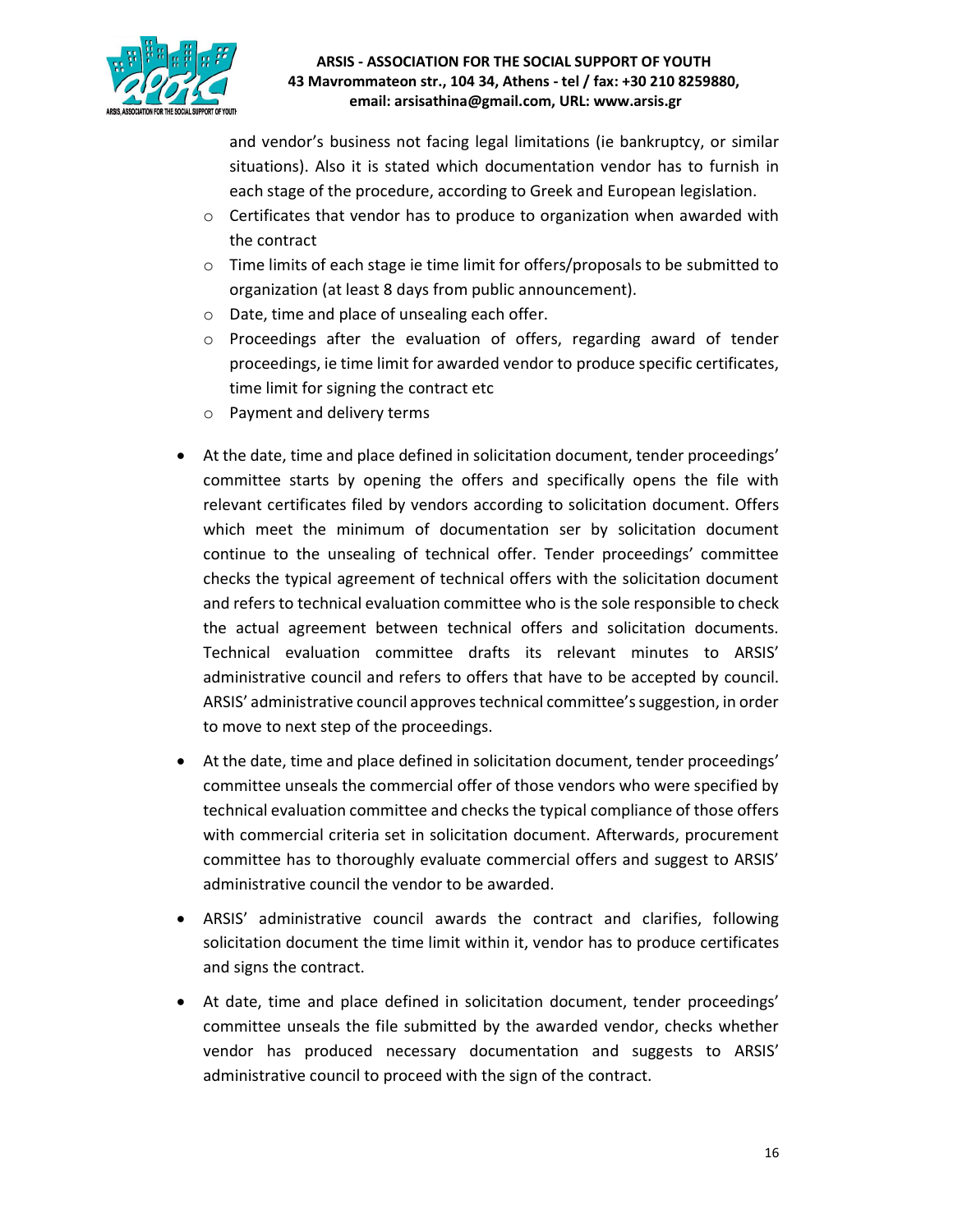and vendor's business not facing legal limitations (ie bankruptcy, or similar situations). Also it is stated which documentation vendor has to furnish in each stage of the procedure, according to Greek and European legislation.

  - Certificates that vendor has to produce to organization when awarded with the contract
  - Time limits of each stage ie time limit for offers/proposals to be submitted to organization (at least 8 days from public announcement).
  - Date, time and place of unsealing each offer.
  - Proceedings after the evaluation of offers, regarding award of tender proceedings, ie time limit for awarded vendor to produce specific certificates, time limit for signing the contract etc
  - Payment and delivery terms

- At the date, time and place defined in solicitation document, tender proceedings' committee starts by opening the offers and specifically opens the file with relevant certificates filed by vendors according to solicitation document. Offers which meet the minimum of documentation ser by solicitation document continue to the unsealing of technical offer. Tender proceedings' committee checks the typical agreement of technical offers with the solicitation document and refers to technical evaluation committee who is the sole responsible to check the actual agreement between technical offers and solicitation documents. Technical evaluation committee drafts its relevant minutes to ARSIS' administrative council and refers to offers that have to be accepted by council. ARSIS' administrative council approves technical committee's suggestion, in order to move to next step of the proceedings.
- At the date, time and place defined in solicitation document, tender proceedings' committee unseals the commercial offer of those vendors who were specified by technical evaluation committee and checks the typical compliance of those offers with commercial criteria set in solicitation document. Afterwards, procurement committee has to thoroughly evaluate commercial offers and suggest to ARSIS' administrative council the vendor to be awarded.
- ARSIS' administrative council awards the contract and clarifies, following solicitation document the time limit within it, vendor has to produce certificates and signs the contract.
- At date, time and place defined in solicitation document, tender proceedings' committee unseals the file submitted by the awarded vendor, checks whether vendor has produced necessary documentation and suggests to ARSIS' administrative council to proceed with the sign of the contract.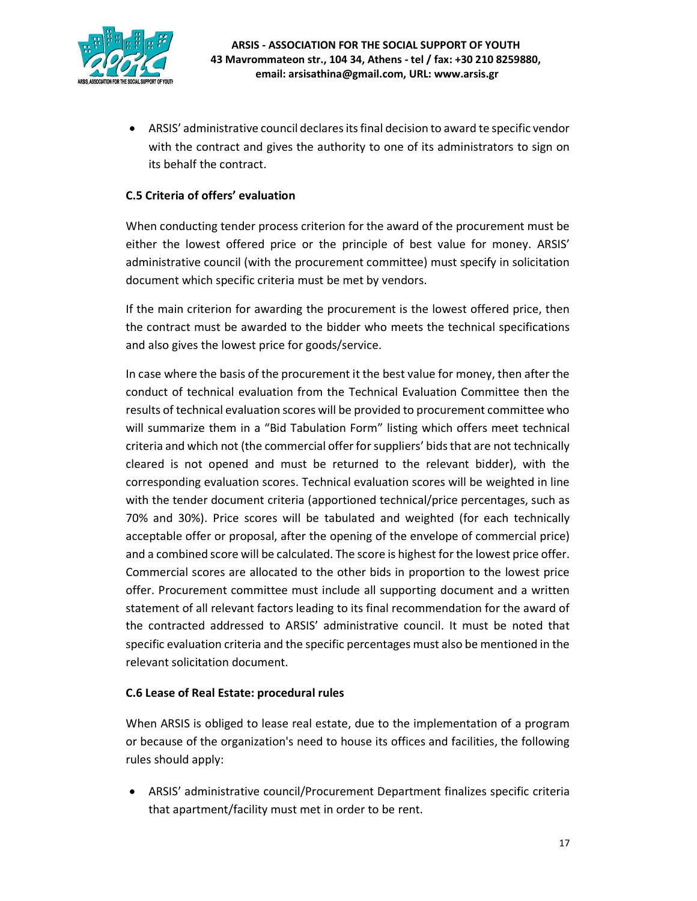- ARSIS' administrative council declares its final decision to award te specific vendor with the contract and gives the authority to one of its administrators to sign on its behalf the contract.

### C.5 Criteria of offers' evaluation

When conducting tender process criterion for the award of the procurement must be either the lowest offered price or the principle of best value for money. ARSIS' administrative council (with the procurement committee) must specify in solicitation document which specific criteria must be met by vendors.

If the main criterion for awarding the procurement is the lowest offered price, then the contract must be awarded to the bidder who meets the technical specifications and also gives the lowest price for goods/service.

In case where the basis of the procurement it the best value for money, then after the conduct of technical evaluation from the Technical Evaluation Committee then the results of technical evaluation scores will be provided to procurement committee who will summarize them in a "Bid Tabulation Form" listing which offers meet technical criteria and which not (the commercial offer for suppliers' bids that are not technically cleared is not opened and must be returned to the relevant bidder), with the corresponding evaluation scores. Technical evaluation scores will be weighted in line with the tender document criteria (apportioned technical/price percentages, such as 70% and 30%). Price scores will be tabulated and weighted (for each technically acceptable offer or proposal, after the opening of the envelope of commercial price) and a combined score will be calculated. The score is highest for the lowest price offer. Commercial scores are allocated to the other bids in proportion to the lowest price offer. Procurement committee must include all supporting document and a written statement of all relevant factors leading to its final recommendation for the award of the contracted addressed to ARSIS' administrative council. It must be noted that specific evaluation criteria and the specific percentages must also be mentioned in the relevant solicitation document.

### C.6 Lease of Real Estate: procedural rules

When ARSIS is obliged to lease real estate, due to the implementation of a program or because of the organization's need to house its offices and facilities, the following rules should apply:

- ARSIS' administrative council/Procurement Department finalizes specific criteria that apartment/facility must met in order to be rent.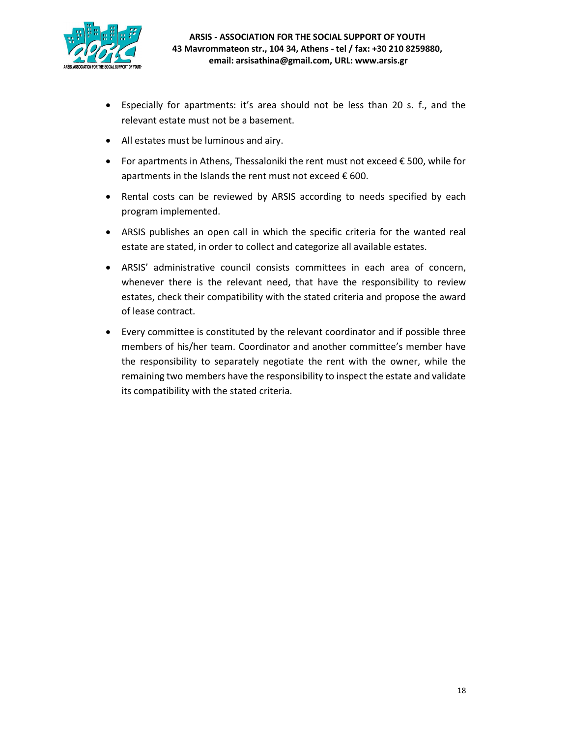- Especially for apartments: it's area should not be less than 20 s. f., and the relevant estate must not be a basement.
- All estates must be luminous and airy.
- For apartments in Athens, Thessaloniki the rent must not exceed € 500, while for apartments in the Islands the rent must not exceed € 600.
- Rental costs can be reviewed by ARSIS according to needs specified by each program implemented.
- ARSIS publishes an open call in which the specific criteria for the wanted real estate are stated, in order to collect and categorize all available estates.
- ARSIS' administrative council consists committees in each area of concern, whenever there is the relevant need, that have the responsibility to review estates, check their compatibility with the stated criteria and propose the award of lease contract.
- Every committee is constituted by the relevant coordinator and if possible three members of his/her team. Coordinator and another committee's member have the responsibility to separately negotiate the rent with the owner, while the remaining two members have the responsibility to inspect the estate and validate its compatibility with the stated criteria.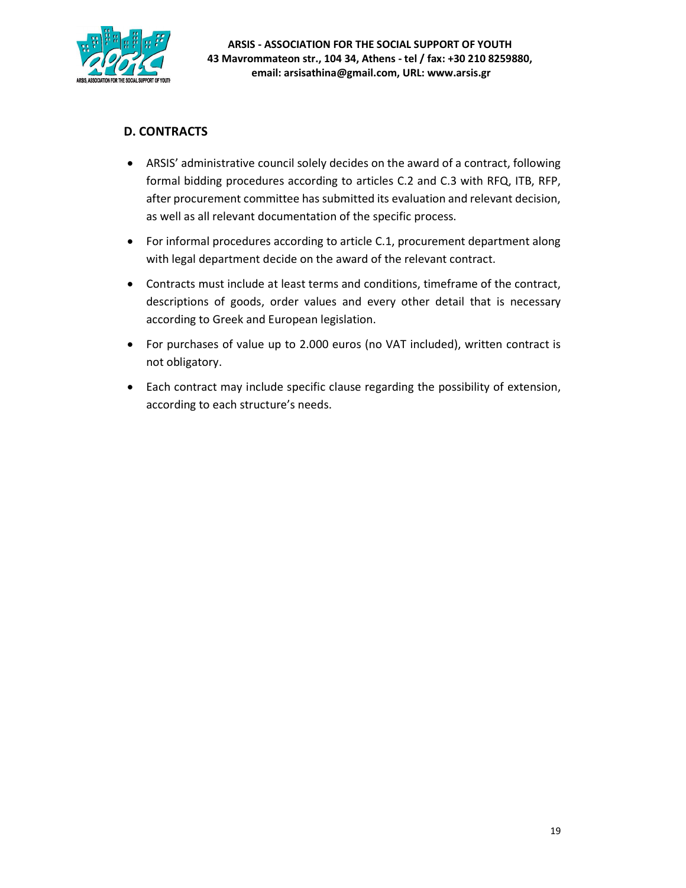## D. CONTRACTS

- ARSIS' administrative council solely decides on the award of a contract, following formal bidding procedures according to articles C.2 and C.3 with RFQ, ITB, RFP, after procurement committee has submitted its evaluation and relevant decision, as well as all relevant documentation of the specific process.
- For informal procedures according to article C.1, procurement department along with legal department decide on the award of the relevant contract.
- Contracts must include at least terms and conditions, timeframe of the contract, descriptions of goods, order values and every other detail that is necessary according to Greek and European legislation.
- For purchases of value up to 2.000 euros (no VAT included), written contract is not obligatory.
- Each contract may include specific clause regarding the possibility of extension, according to each structure's needs.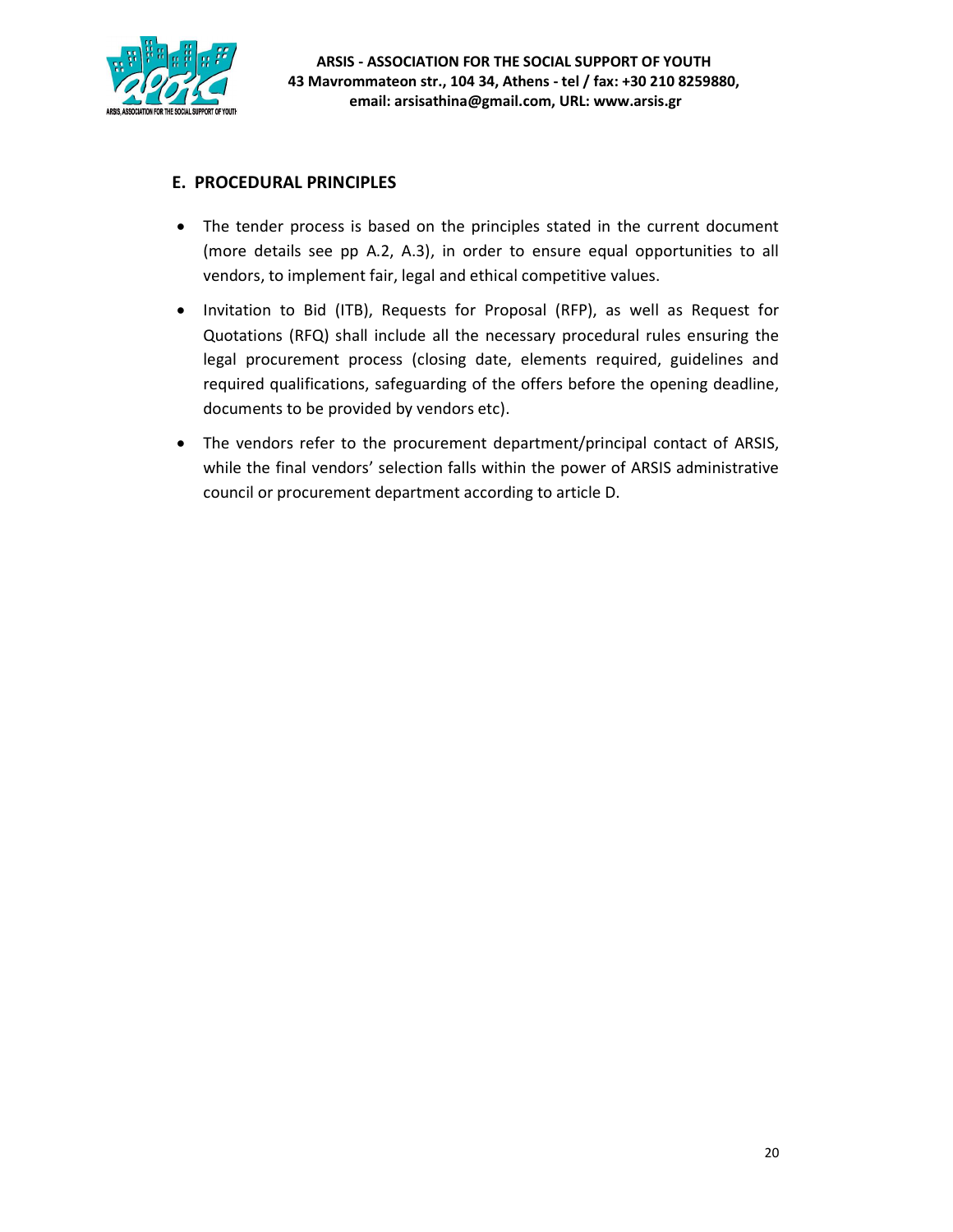## E. PROCEDURAL PRINCIPLES

- The tender process is based on the principles stated in the current document (more details see pp A.2, A.3), in order to ensure equal opportunities to all vendors, to implement fair, legal and ethical competitive values.
- Invitation to Bid (ITB), Requests for Proposal (RFP), as well as Request for Quotations (RFQ) shall include all the necessary procedural rules ensuring the legal procurement process (closing date, elements required, guidelines and required qualifications, safeguarding of the offers before the opening deadline, documents to be provided by vendors etc).
- The vendors refer to the procurement department/principal contact of ARSIS, while the final vendors' selection falls within the power of ARSIS administrative council or procurement department according to article D.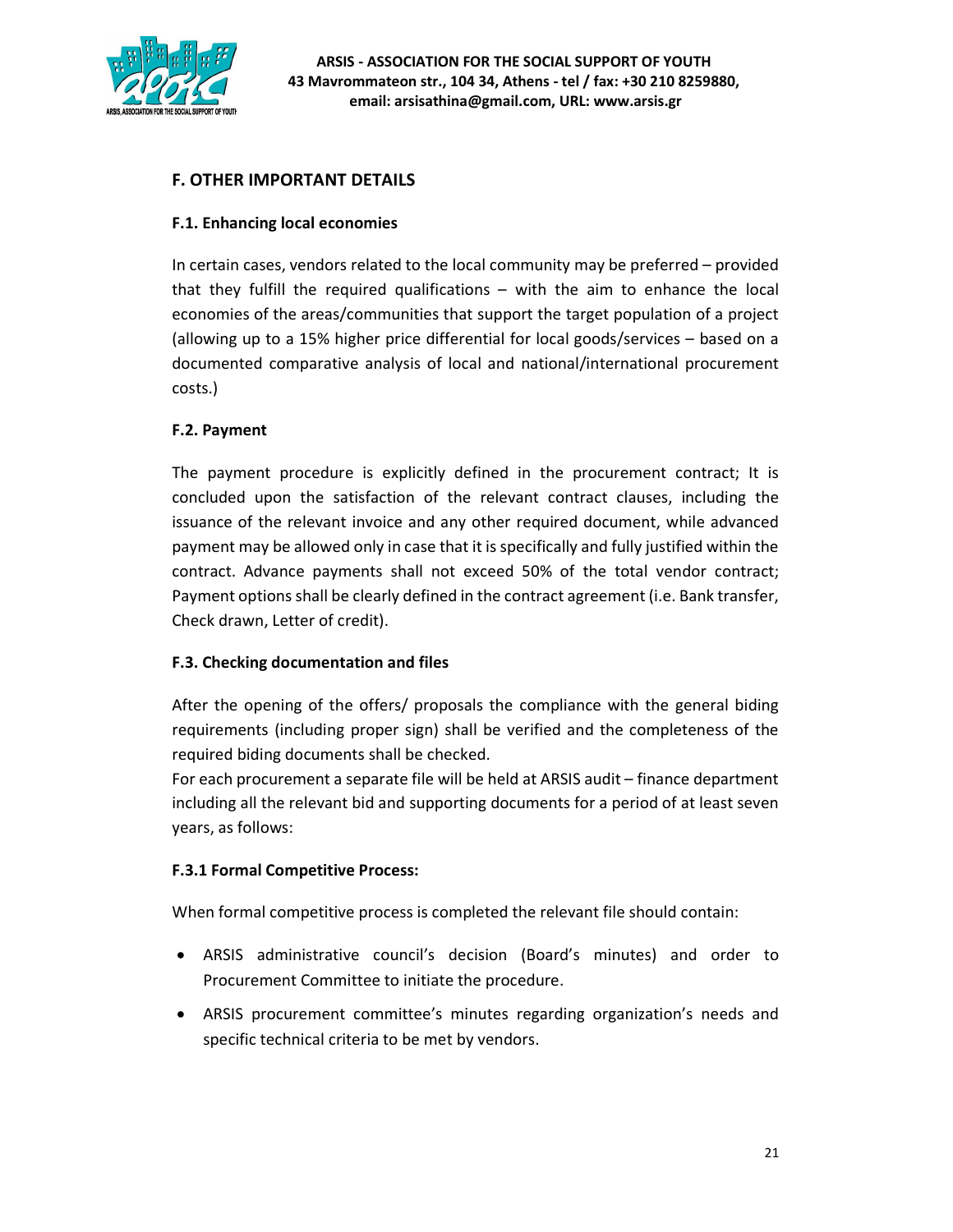## F. OTHER IMPORTANT DETAILS

### F.1. Enhancing local economies

In certain cases, vendors related to the local community may be preferred – provided that they fulfill the required qualifications – with the aim to enhance the local economies of the areas/communities that support the target population of a project (allowing up to a 15% higher price differential for local goods/services – based on a documented comparative analysis of local and national/international procurement costs.)

### F.2. Payment

The payment procedure is explicitly defined in the procurement contract; It is concluded upon the satisfaction of the relevant contract clauses, including the issuance of the relevant invoice and any other required document, while advanced payment may be allowed only in case that it is specifically and fully justified within the contract. Advance payments shall not exceed 50% of the total vendor contract; Payment options shall be clearly defined in the contract agreement (i.e. Bank transfer, Check drawn, Letter of credit).

### F.3. Checking documentation and files

After the opening of the offers/ proposals the compliance with the general biding requirements (including proper sign) shall be verified and the completeness of the required biding documents shall be checked.

For each procurement a separate file will be held at ARSIS audit – finance department including all the relevant bid and supporting documents for a period of at least seven years, as follows:

#### F.3.1 Formal Competitive Process:

When formal competitive process is completed the relevant file should contain:

- ARSIS administrative council's decision (Board's minutes) and order to Procurement Committee to initiate the procedure.
- ARSIS procurement committee's minutes regarding organization's needs and specific technical criteria to be met by vendors.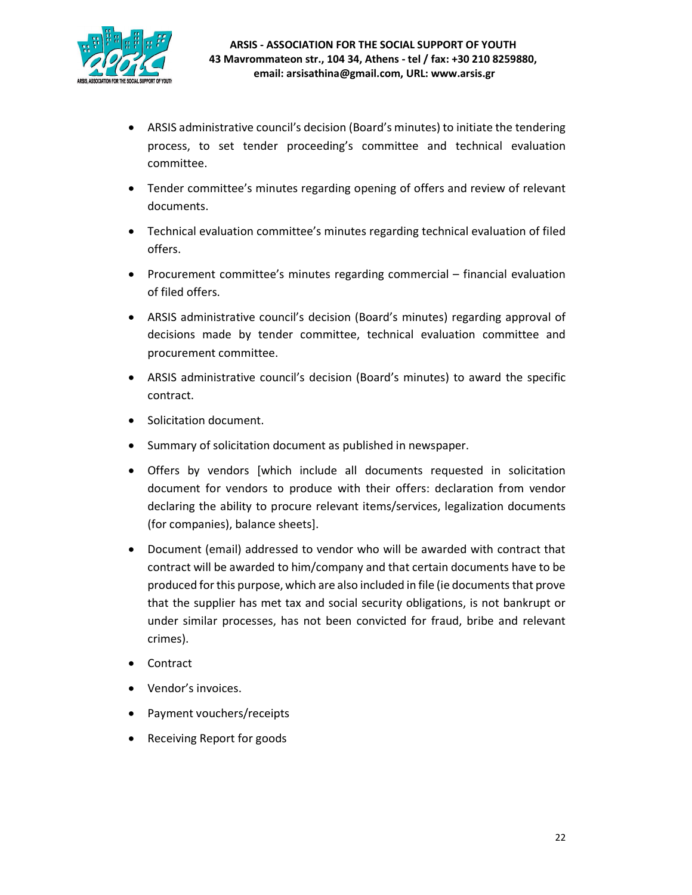- ARSIS administrative council's decision (Board's minutes) to initiate the tendering process, to set tender proceeding's committee and technical evaluation committee.
- Tender committee's minutes regarding opening of offers and review of relevant documents.
- Technical evaluation committee's minutes regarding technical evaluation of filed offers.
- Procurement committee's minutes regarding commercial – financial evaluation of filed offers.
- ARSIS administrative council's decision (Board's minutes) regarding approval of decisions made by tender committee, technical evaluation committee and procurement committee.
- ARSIS administrative council's decision (Board's minutes) to award the specific contract.
- Solicitation document.
- Summary of solicitation document as published in newspaper.
- Offers by vendors [which include all documents requested in solicitation document for vendors to produce with their offers: declaration from vendor declaring the ability to procure relevant items/services, legalization documents (for companies), balance sheets].
- Document (email) addressed to vendor who will be awarded with contract that contract will be awarded to him/company and that certain documents have to be produced for this purpose, which are also included in file (ie documents that prove that the supplier has met tax and social security obligations, is not bankrupt or under similar processes, has not been convicted for fraud, bribe and relevant crimes).
- Contract
- Vendor's invoices.
- Payment vouchers/receipts
- Receiving Report for goods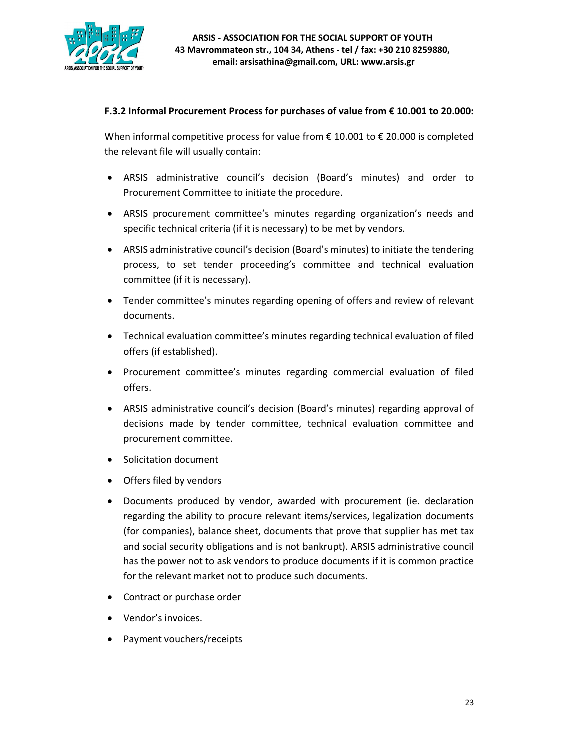**F.3.2 Informal Procurement Process for purchases of value from € 10.001 to 20.000:**

When informal competitive process for value from € 10.001 to € 20.000 is completed the relevant file will usually contain:

- ARSIS administrative council's decision (Board's minutes) and order to Procurement Committee to initiate the procedure.
- ARSIS procurement committee's minutes regarding organization's needs and specific technical criteria (if it is necessary) to be met by vendors.
- ARSIS administrative council's decision (Board's minutes) to initiate the tendering process, to set tender proceeding's committee and technical evaluation committee (if it is necessary).
- Tender committee's minutes regarding opening of offers and review of relevant documents.
- Technical evaluation committee's minutes regarding technical evaluation of filed offers (if established).
- Procurement committee's minutes regarding commercial evaluation of filed offers.
- ARSIS administrative council's decision (Board's minutes) regarding approval of decisions made by tender committee, technical evaluation committee and procurement committee.
- Solicitation document
- Offers filed by vendors
- Documents produced by vendor, awarded with procurement (ie. declaration regarding the ability to procure relevant items/services, legalization documents (for companies), balance sheet, documents that prove that supplier has met tax and social security obligations and is not bankrupt). ARSIS administrative council has the power not to ask vendors to produce documents if it is common practice for the relevant market not to produce such documents.
- Contract or purchase order
- Vendor's invoices.
- Payment vouchers/receipts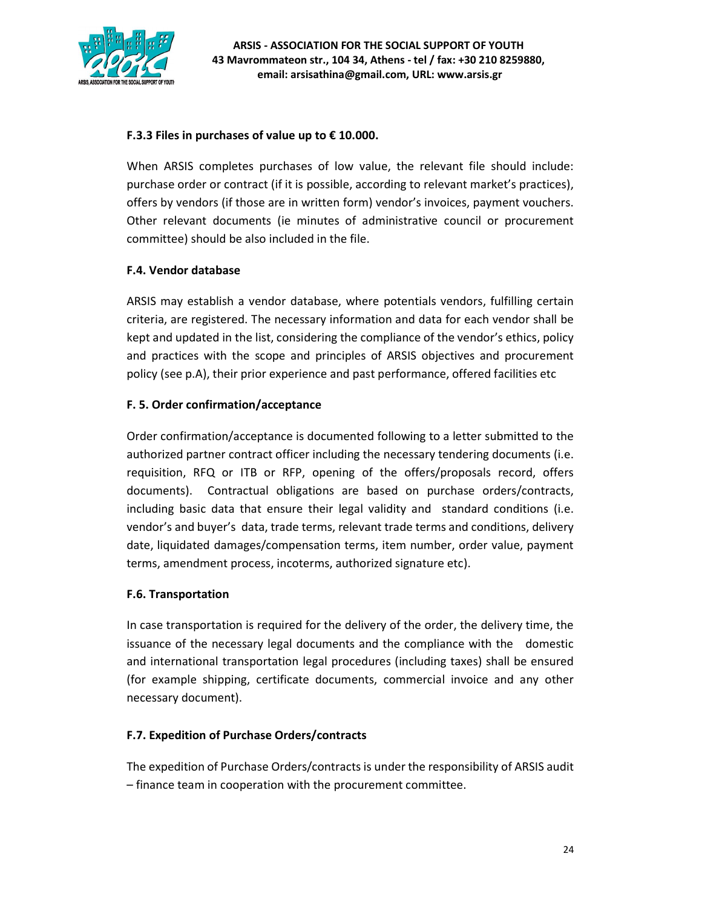### F.3.3 Files in purchases of value up to € 10.000.

When ARSIS completes purchases of low value, the relevant file should include: purchase order or contract (if it is possible, according to relevant market's practices), offers by vendors (if those are in written form) vendor's invoices, payment vouchers. Other relevant documents (ie minutes of administrative council or procurement committee) should be also included in the file.

### F.4. Vendor database

ARSIS may establish a vendor database, where potentials vendors, fulfilling certain criteria, are registered. The necessary information and data for each vendor shall be kept and updated in the list, considering the compliance of the vendor's ethics, policy and practices with the scope and principles of ARSIS objectives and procurement policy (see p.A), their prior experience and past performance, offered facilities etc

### F. 5. Order confirmation/acceptance

Order confirmation/acceptance is documented following to a letter submitted to the authorized partner contract officer including the necessary tendering documents (i.e. requisition, RFQ or ITB or RFP, opening of the offers/proposals record, offers documents). Contractual obligations are based on purchase orders/contracts, including basic data that ensure their legal validity and standard conditions (i.e. vendor's and buyer's data, trade terms, relevant trade terms and conditions, delivery date, liquidated damages/compensation terms, item number, order value, payment terms, amendment process, incoterms, authorized signature etc).

### F.6. Transportation

In case transportation is required for the delivery of the order, the delivery time, the issuance of the necessary legal documents and the compliance with the domestic and international transportation legal procedures (including taxes) shall be ensured (for example shipping, certificate documents, commercial invoice and any other necessary document).

### F.7. Expedition of Purchase Orders/contracts

The expedition of Purchase Orders/contracts is under the responsibility of ARSIS audit – finance team in cooperation with the procurement committee.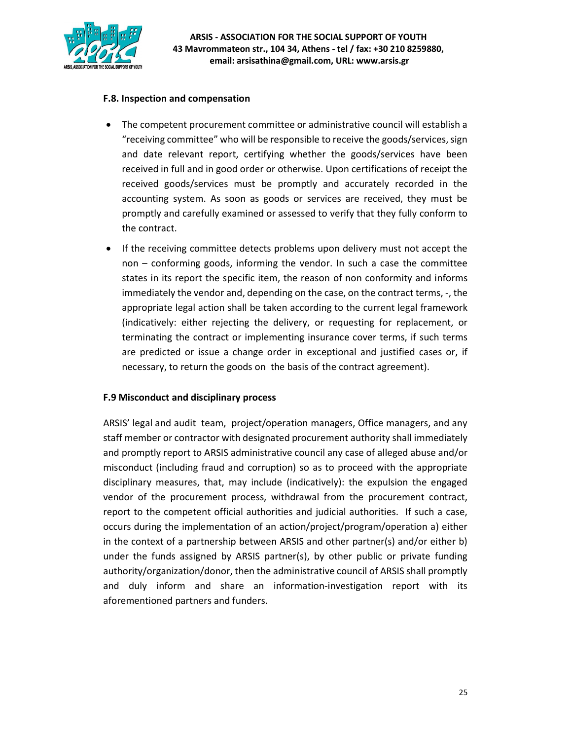### F.8. Inspection and compensation

- The competent procurement committee or administrative council will establish a "receiving committee" who will be responsible to receive the goods/services, sign and date relevant report, certifying whether the goods/services have been received in full and in good order or otherwise. Upon certifications of receipt the received goods/services must be promptly and accurately recorded in the accounting system. As soon as goods or services are received, they must be promptly and carefully examined or assessed to verify that they fully conform to the contract.
- If the receiving committee detects problems upon delivery must not accept the non – conforming goods, informing the vendor. In such a case the committee states in its report the specific item, the reason of non conformity and informs immediately the vendor and, depending on the case, on the contract terms, -, the appropriate legal action shall be taken according to the current legal framework (indicatively: either rejecting the delivery, or requesting for replacement, or terminating the contract or implementing insurance cover terms, if such terms are predicted or issue a change order in exceptional and justified cases or, if necessary, to return the goods on the basis of the contract agreement).

### F.9 Misconduct and disciplinary process

ARSIS' legal and audit team, project/operation managers, Office managers, and any staff member or contractor with designated procurement authority shall immediately and promptly report to ARSIS administrative council any case of alleged abuse and/or misconduct (including fraud and corruption) so as to proceed with the appropriate disciplinary measures, that, may include (indicatively): the expulsion the engaged vendor of the procurement process, withdrawal from the procurement contract, report to the competent official authorities and judicial authorities. If such a case, occurs during the implementation of an action/project/program/operation a) either in the context of a partnership between ARSIS and other partner(s) and/or either b) under the funds assigned by ARSIS partner(s), by other public or private funding authority/organization/donor, then the administrative council of ARSIS shall promptly and duly inform and share an information-investigation report with its aforementioned partners and funders.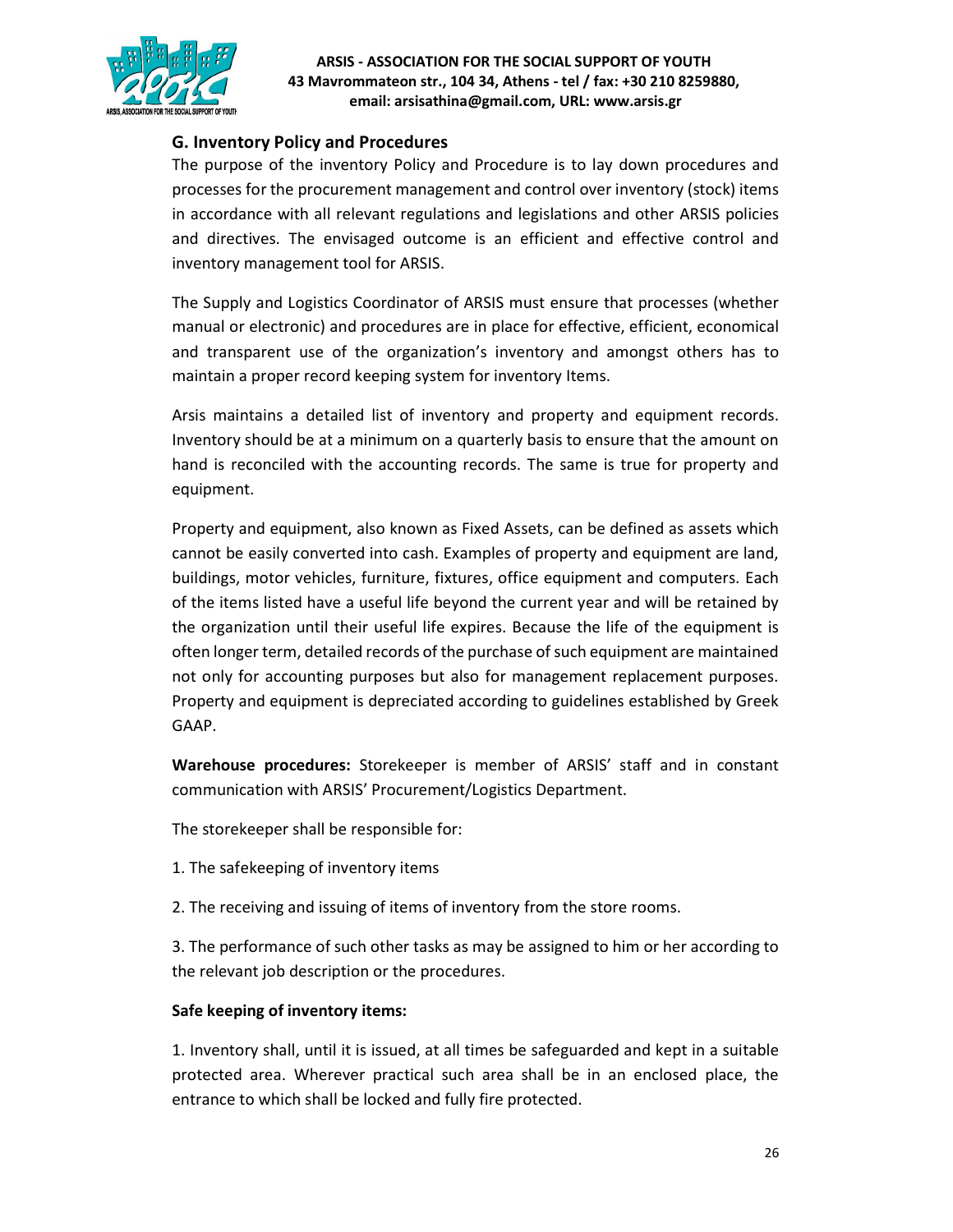## G. Inventory Policy and Procedures

The purpose of the inventory Policy and Procedure is to lay down procedures and processes for the procurement management and control over inventory (stock) items in accordance with all relevant regulations and legislations and other ARSIS policies and directives. The envisaged outcome is an efficient and effective control and inventory management tool for ARSIS.

The Supply and Logistics Coordinator of ARSIS must ensure that processes (whether manual or electronic) and procedures are in place for effective, efficient, economical and transparent use of the organization's inventory and amongst others has to maintain a proper record keeping system for inventory Items.

Arsis maintains a detailed list of inventory and property and equipment records. Inventory should be at a minimum on a quarterly basis to ensure that the amount on hand is reconciled with the accounting records. The same is true for property and equipment.

Property and equipment, also known as Fixed Assets, can be defined as assets which cannot be easily converted into cash. Examples of property and equipment are land, buildings, motor vehicles, furniture, fixtures, office equipment and computers. Each of the items listed have a useful life beyond the current year and will be retained by the organization until their useful life expires. Because the life of the equipment is often longer term, detailed records of the purchase of such equipment are maintained not only for accounting purposes but also for management replacement purposes. Property and equipment is depreciated according to guidelines established by Greek GAAP.

**Warehouse procedures:** Storekeeper is member of ARSIS' staff and in constant communication with ARSIS' Procurement/Logistics Department.

The storekeeper shall be responsible for:

1. The safekeeping of inventory items

2. The receiving and issuing of items of inventory from the store rooms.

3. The performance of such other tasks as may be assigned to him or her according to the relevant job description or the procedures.

**Safe keeping of inventory items:**

1. Inventory shall, until it is issued, at all times be safeguarded and kept in a suitable protected area. Wherever practical such area shall be in an enclosed place, the entrance to which shall be locked and fully fire protected.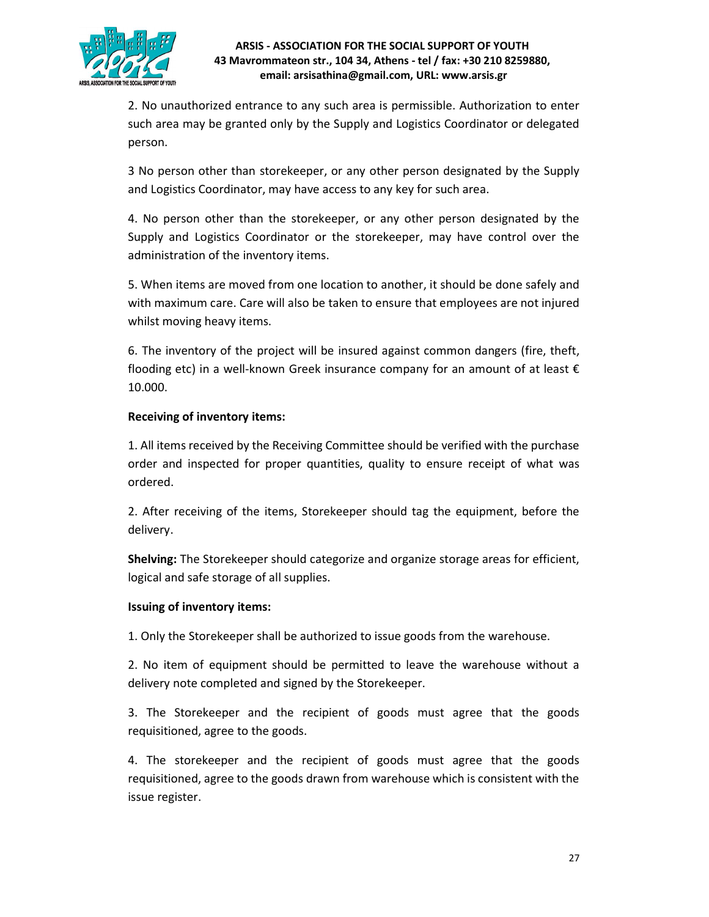2. No unauthorized entrance to any such area is permissible. Authorization to enter such area may be granted only by the Supply and Logistics Coordinator or delegated person.

3 No person other than storekeeper, or any other person designated by the Supply and Logistics Coordinator, may have access to any key for such area.

4. No person other than the storekeeper, or any other person designated by the Supply and Logistics Coordinator or the storekeeper, may have control over the administration of the inventory items.

5. When items are moved from one location to another, it should be done safely and with maximum care. Care will also be taken to ensure that employees are not injured whilst moving heavy items.

6. The inventory of the project will be insured against common dangers (fire, theft, flooding etc) in a well-known Greek insurance company for an amount of at least € 10.000.

**Receiving of inventory items:**

1. All items received by the Receiving Committee should be verified with the purchase order and inspected for proper quantities, quality to ensure receipt of what was ordered.

2. After receiving of the items, Storekeeper should tag the equipment, before the delivery.

**Shelving:** The Storekeeper should categorize and organize storage areas for efficient, logical and safe storage of all supplies.

**Issuing of inventory items:**

1. Only the Storekeeper shall be authorized to issue goods from the warehouse.

2. No item of equipment should be permitted to leave the warehouse without a delivery note completed and signed by the Storekeeper.

3. The Storekeeper and the recipient of goods must agree that the goods requisitioned, agree to the goods.

4. The storekeeper and the recipient of goods must agree that the goods requisitioned, agree to the goods drawn from warehouse which is consistent with the issue register.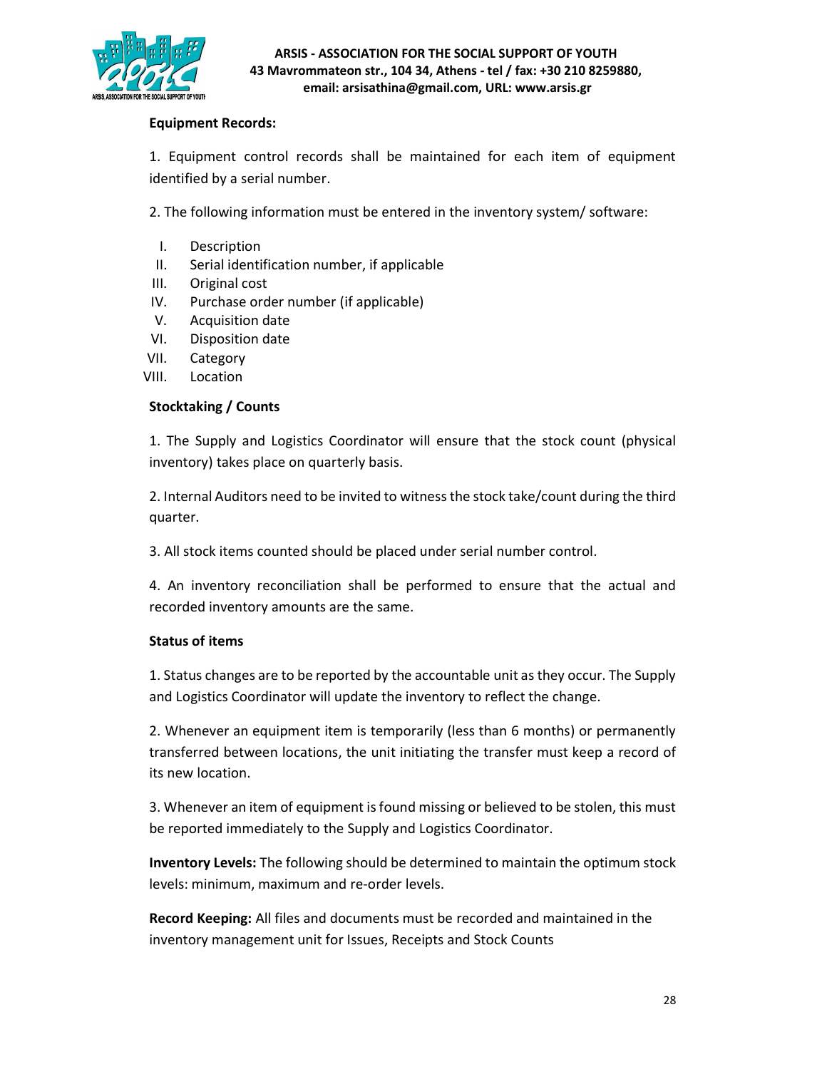**Equipment Records:**

1. Equipment control records shall be maintained for each item of equipment identified by a serial number.

2. The following information must be entered in the inventory system/ software:

I. Description
II. Serial identification number, if applicable
III. Original cost
IV. Purchase order number (if applicable)
V. Acquisition date
VI. Disposition date
VII. Category
VIII. Location

**Stocktaking / Counts**

1. The Supply and Logistics Coordinator will ensure that the stock count (physical inventory) takes place on quarterly basis.

2. Internal Auditors need to be invited to witness the stock take/count during the third quarter.

3. All stock items counted should be placed under serial number control.

4. An inventory reconciliation shall be performed to ensure that the actual and recorded inventory amounts are the same.

**Status of items**

1. Status changes are to be reported by the accountable unit as they occur. The Supply and Logistics Coordinator will update the inventory to reflect the change.

2. Whenever an equipment item is temporarily (less than 6 months) or permanently transferred between locations, the unit initiating the transfer must keep a record of its new location.

3. Whenever an item of equipment is found missing or believed to be stolen, this must be reported immediately to the Supply and Logistics Coordinator.

**Inventory Levels:** The following should be determined to maintain the optimum stock levels: minimum, maximum and re-order levels.

**Record Keeping:** All files and documents must be recorded and maintained in the inventory management unit for Issues, Receipts and Stock Counts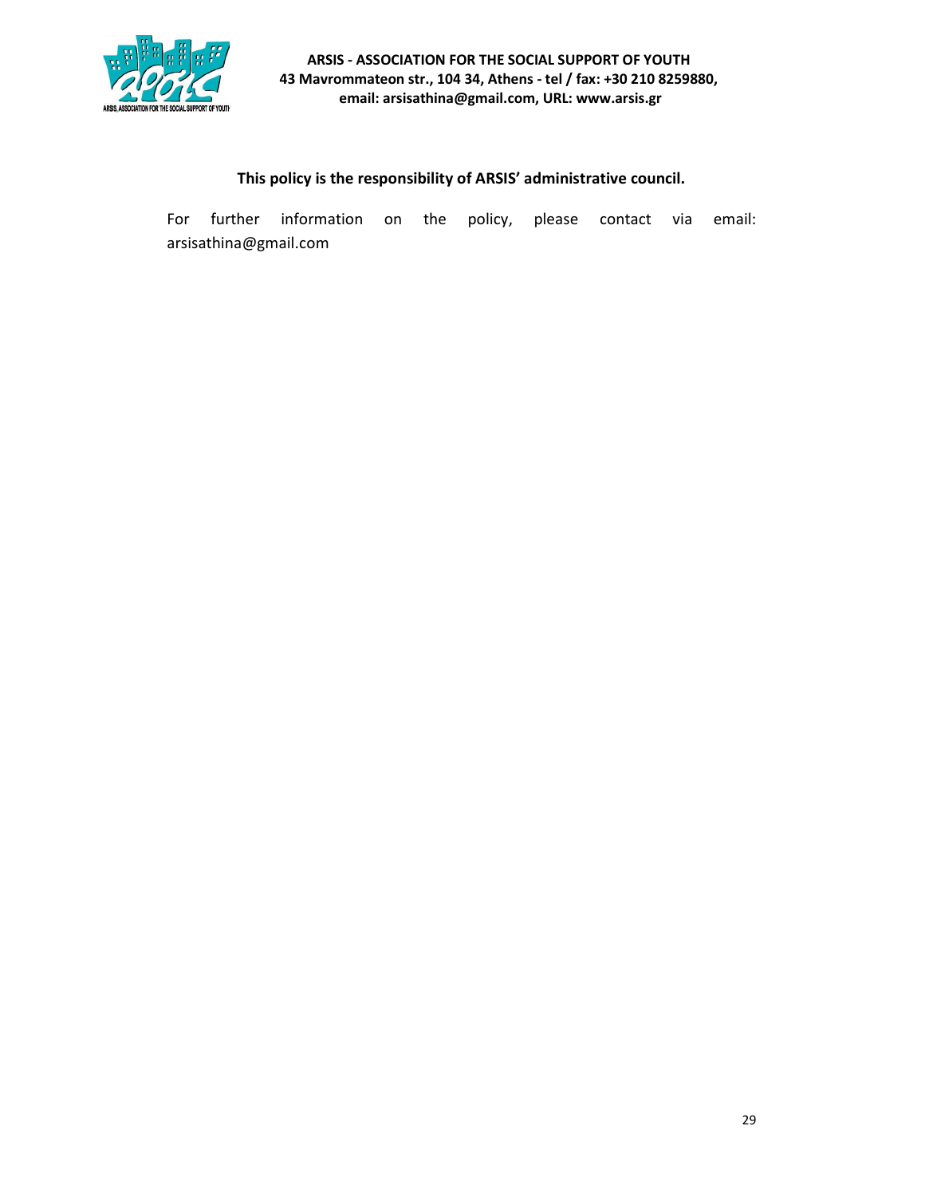**This policy is the responsibility of ARSIS' administrative council.**

For further information on the policy, please contact via email: arsisathina@gmail.com